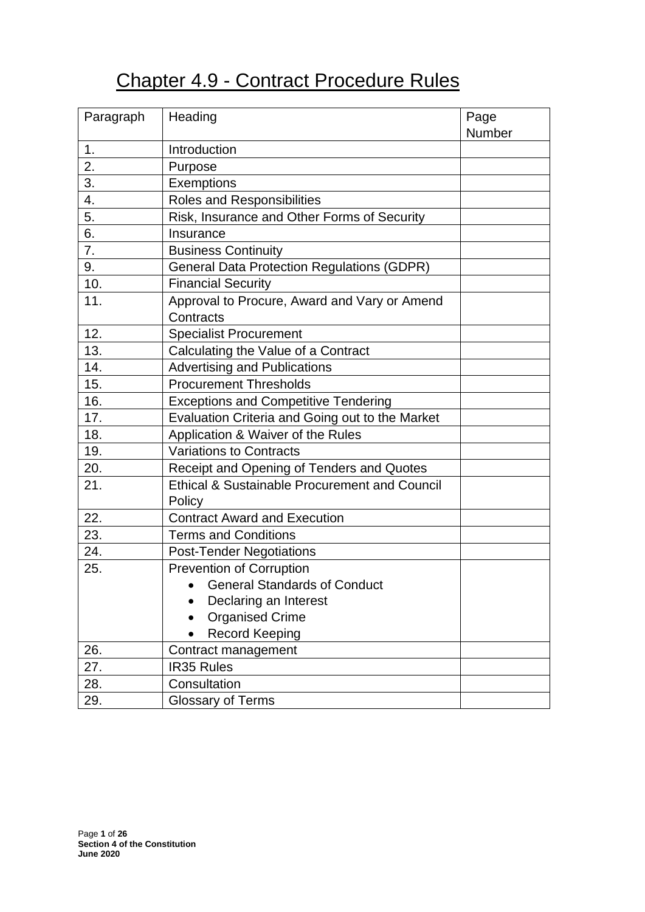# Chapter 4.9 - Contract Procedure Rules

| Paragraph | Heading | Page Number |
|---|---|---|
| 1. | Introduction | |
| 2. | Purpose | |
| 3. | Exemptions | |
| 4. | Roles and Responsibilities | |
| 5. | Risk, Insurance and Other Forms of Security | |
| 6. | Insurance | |
| 7. | Business Continuity | |
| 9. | General Data Protection Regulations (GDPR) | |
| 10. | Financial Security | |
| 11. | Approval to Procure, Award and Vary or Amend Contracts | |
| 12. | Specialist Procurement | |
| 13. | Calculating the Value of a Contract | |
| 14. | Advertising and Publications | |
| 15. | Procurement Thresholds | |
| 16. | Exceptions and Competitive Tendering | |
| 17. | Evaluation Criteria and Going out to the Market | |
| 18. | Application & Waiver of the Rules | |
| 19. | Variations to Contracts | |
| 20. | Receipt and Opening of Tenders and Quotes | |
| 21. | Ethical & Sustainable Procurement and Council Policy | |
| 22. | Contract Award and Execution | |
| 23. | Terms and Conditions | |
| 24. | Post-Tender Negotiations | |
| 25. | Prevention of Corruption<br>• General Standards of Conduct<br>• Declaring an Interest<br>• Organised Crime<br>• Record Keeping | |
| 26. | Contract management | |
| 27. | IR35 Rules | |
| 28. | Consultation | |
| 29. | Glossary of Terms | |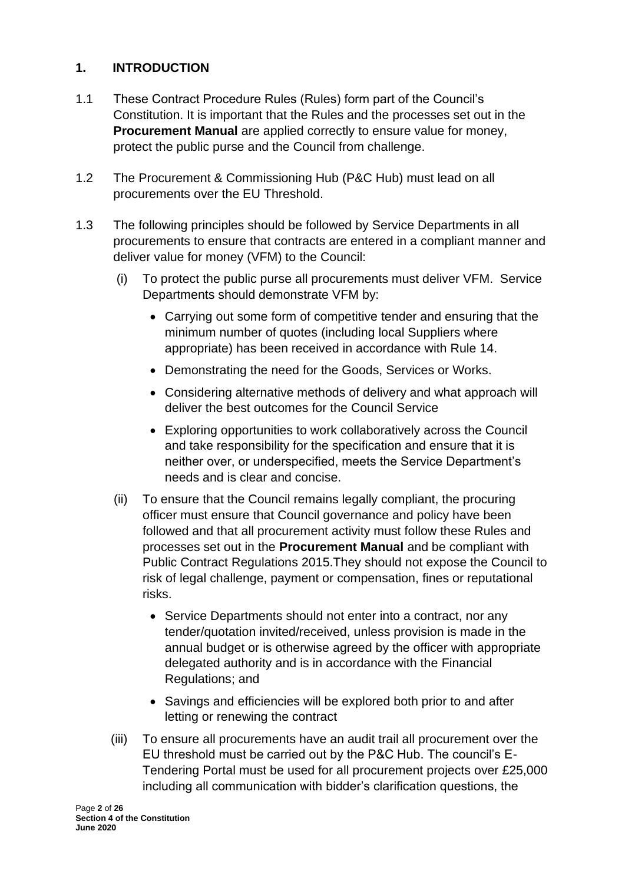## 1. INTRODUCTION

1.1 These Contract Procedure Rules (Rules) form part of the Council's Constitution. It is important that the Rules and the processes set out in the **Procurement Manual** are applied correctly to ensure value for money, protect the public purse and the Council from challenge.

1.2 The Procurement & Commissioning Hub (P&C Hub) must lead on all procurements over the EU Threshold.

1.3 The following principles should be followed by Service Departments in all procurements to ensure that contracts are entered in a compliant manner and deliver value for money (VFM) to the Council:

(i) To protect the public purse all procurements must deliver VFM. Service Departments should demonstrate VFM by:

- Carrying out some form of competitive tender and ensuring that the minimum number of quotes (including local Suppliers where appropriate) has been received in accordance with Rule 14.
- Demonstrating the need for the Goods, Services or Works.
- Considering alternative methods of delivery and what approach will deliver the best outcomes for the Council Service
- Exploring opportunities to work collaboratively across the Council and take responsibility for the specification and ensure that it is neither over, or underspecified, meets the Service Department's needs and is clear and concise.

(ii) To ensure that the Council remains legally compliant, the procuring officer must ensure that Council governance and policy have been followed and that all procurement activity must follow these Rules and processes set out in the **Procurement Manual** and be compliant with Public Contract Regulations 2015.They should not expose the Council to risk of legal challenge, payment or compensation, fines or reputational risks.

- Service Departments should not enter into a contract, nor any tender/quotation invited/received, unless provision is made in the annual budget or is otherwise agreed by the officer with appropriate delegated authority and is in accordance with the Financial Regulations; and
- Savings and efficiencies will be explored both prior to and after letting or renewing the contract

(iii) To ensure all procurements have an audit trail all procurement over the EU threshold must be carried out by the P&C Hub. The council's E-Tendering Portal must be used for all procurement projects over £25,000 including all communication with bidder's clarification questions, the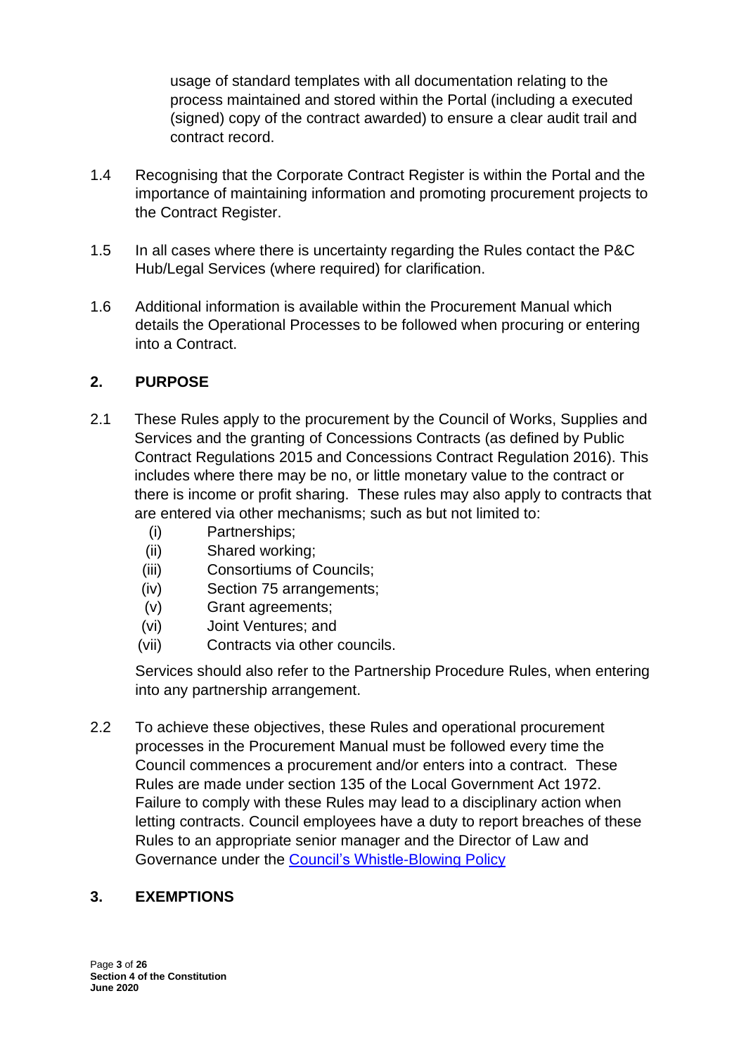usage of standard templates with all documentation relating to the process maintained and stored within the Portal (including a executed (signed) copy of the contract awarded) to ensure a clear audit trail and contract record.

1.4 Recognising that the Corporate Contract Register is within the Portal and the importance of maintaining information and promoting procurement projects to the Contract Register.

1.5 In all cases where there is uncertainty regarding the Rules contact the P&C Hub/Legal Services (where required) for clarification.

1.6 Additional information is available within the Procurement Manual which details the Operational Processes to be followed when procuring or entering into a Contract.

## 2. PURPOSE

2.1 These Rules apply to the procurement by the Council of Works, Supplies and Services and the granting of Concessions Contracts (as defined by Public Contract Regulations 2015 and Concessions Contract Regulation 2016). This includes where there may be no, or little monetary value to the contract or there is income or profit sharing. These rules may also apply to contracts that are entered via other mechanisms; such as but not limited to:

(i) Partnerships;
(ii) Shared working;
(iii) Consortiums of Councils;
(iv) Section 75 arrangements;
(v) Grant agreements;
(vi) Joint Ventures; and
(vii) Contracts via other councils.

Services should also refer to the Partnership Procedure Rules, when entering into any partnership arrangement.

2.2 To achieve these objectives, these Rules and operational procurement processes in the Procurement Manual must be followed every time the Council commences a procurement and/or enters into a contract. These Rules are made under section 135 of the Local Government Act 1972. Failure to comply with these Rules may lead to a disciplinary action when letting contracts. Council employees have a duty to report breaches of these Rules to an appropriate senior manager and the Director of Law and Governance under the Council's Whistle-Blowing Policy

## 3. EXEMPTIONS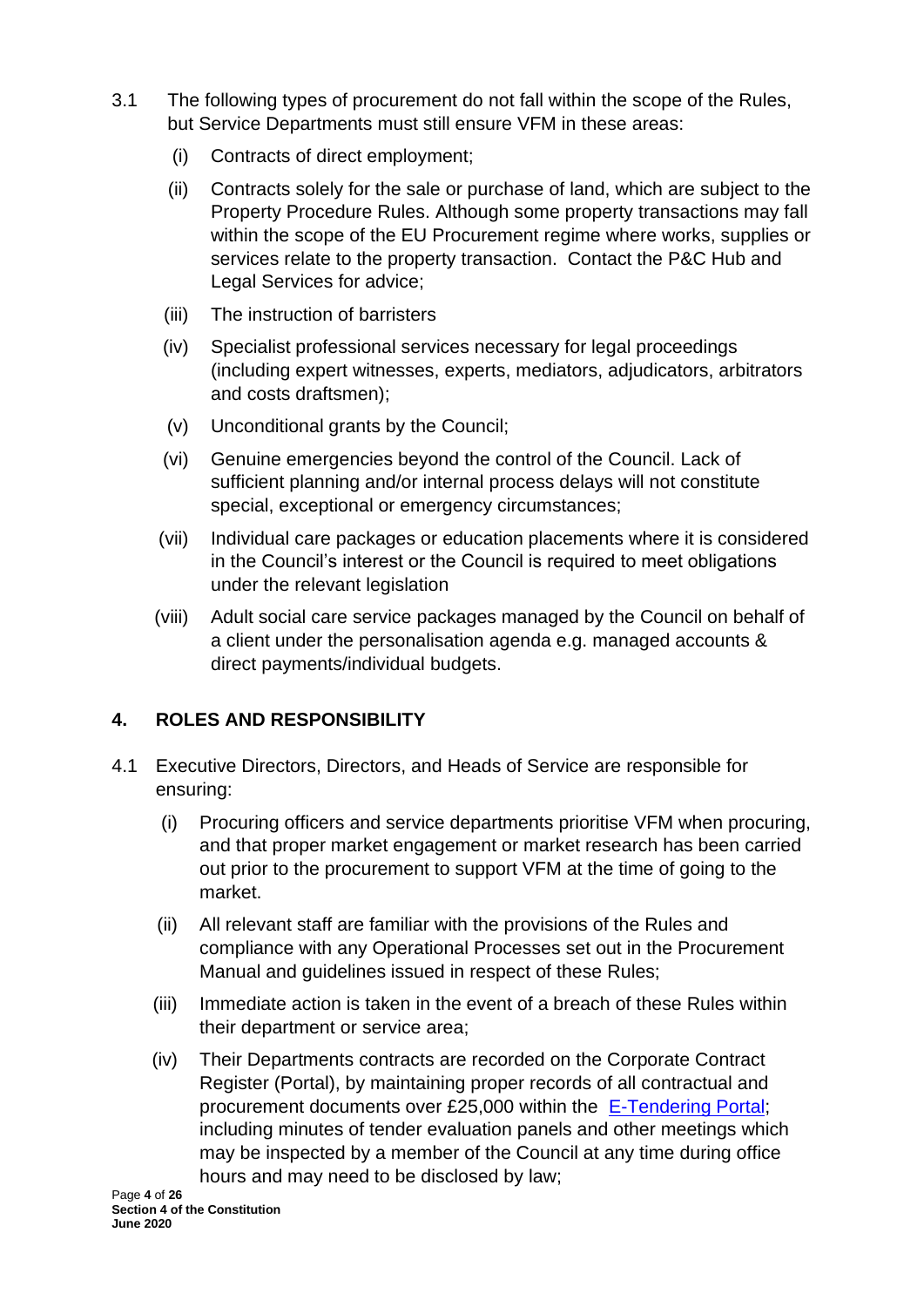3.1 The following types of procurement do not fall within the scope of the Rules, but Service Departments must still ensure VFM in these areas:

(i) Contracts of direct employment;

(ii) Contracts solely for the sale or purchase of land, which are subject to the Property Procedure Rules. Although some property transactions may fall within the scope of the EU Procurement regime where works, supplies or services relate to the property transaction. Contact the P&C Hub and Legal Services for advice;

(iii) The instruction of barristers

(iv) Specialist professional services necessary for legal proceedings (including expert witnesses, experts, mediators, adjudicators, arbitrators and costs draftsmen);

(v) Unconditional grants by the Council;

(vi) Genuine emergencies beyond the control of the Council. Lack of sufficient planning and/or internal process delays will not constitute special, exceptional or emergency circumstances;

(vii) Individual care packages or education placements where it is considered in the Council's interest or the Council is required to meet obligations under the relevant legislation

(viii) Adult social care service packages managed by the Council on behalf of a client under the personalisation agenda e.g. managed accounts & direct payments/individual budgets.

## 4. ROLES AND RESPONSIBILITY

4.1 Executive Directors, Directors, and Heads of Service are responsible for ensuring:

(i) Procuring officers and service departments prioritise VFM when procuring, and that proper market engagement or market research has been carried out prior to the procurement to support VFM at the time of going to the market.

(ii) All relevant staff are familiar with the provisions of the Rules and compliance with any Operational Processes set out in the Procurement Manual and guidelines issued in respect of these Rules;

(iii) Immediate action is taken in the event of a breach of these Rules within their department or service area;

(iv) Their Departments contracts are recorded on the Corporate Contract Register (Portal), by maintaining proper records of all contractual and procurement documents over £25,000 within the E-Tendering Portal; including minutes of tender evaluation panels and other meetings which may be inspected by a member of the Council at any time during office hours and may need to be disclosed by law;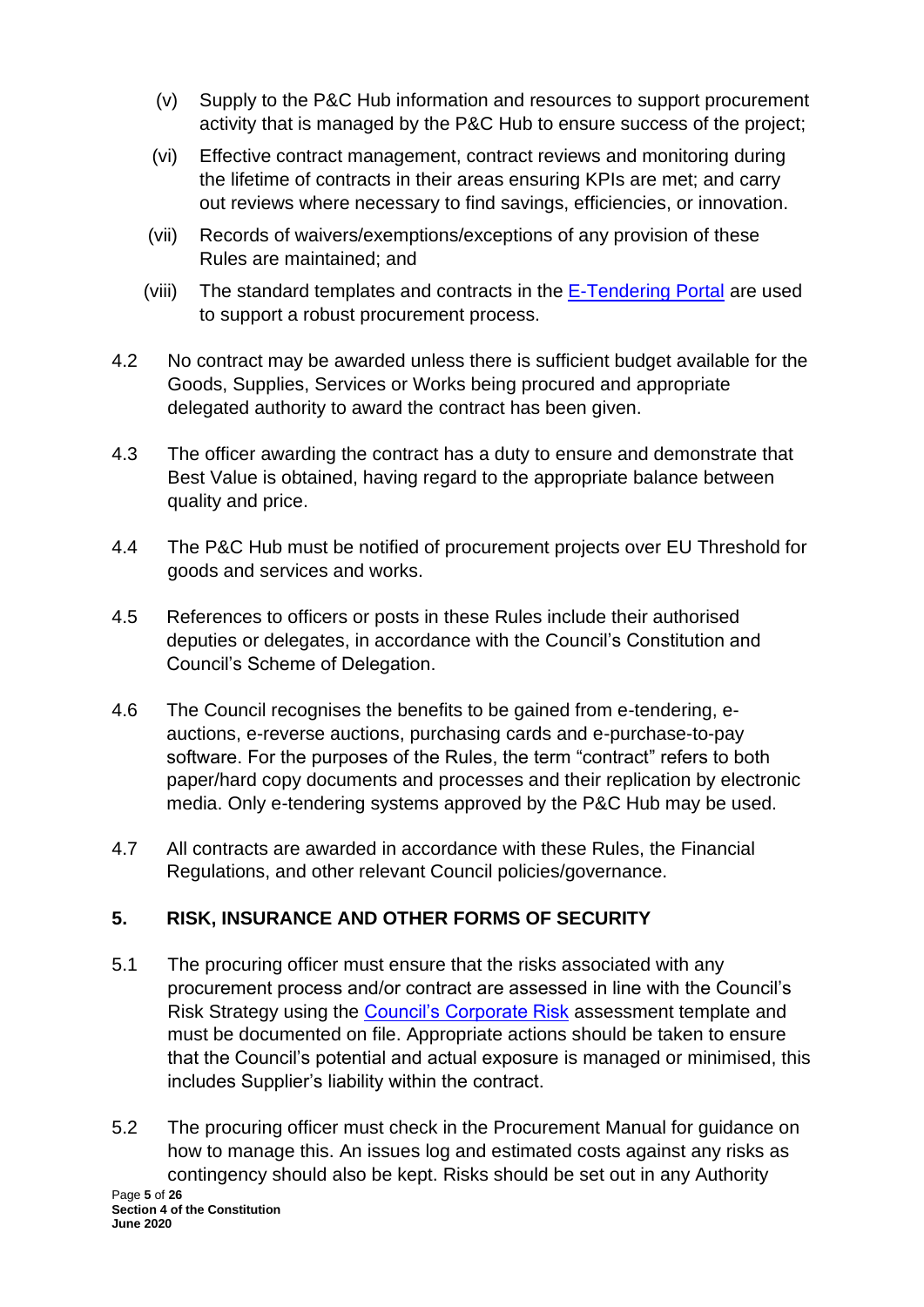(v) Supply to the P&C Hub information and resources to support procurement activity that is managed by the P&C Hub to ensure success of the project;

(vi) Effective contract management, contract reviews and monitoring during the lifetime of contracts in their areas ensuring KPIs are met; and carry out reviews where necessary to find savings, efficiencies, or innovation.

(vii) Records of waivers/exemptions/exceptions of any provision of these Rules are maintained; and

(viii) The standard templates and contracts in the E-Tendering Portal are used to support a robust procurement process.

4.2 No contract may be awarded unless there is sufficient budget available for the Goods, Supplies, Services or Works being procured and appropriate delegated authority to award the contract has been given.

4.3 The officer awarding the contract has a duty to ensure and demonstrate that Best Value is obtained, having regard to the appropriate balance between quality and price.

4.4 The P&C Hub must be notified of procurement projects over EU Threshold for goods and services and works.

4.5 References to officers or posts in these Rules include their authorised deputies or delegates, in accordance with the Council's Constitution and Council's Scheme of Delegation.

4.6 The Council recognises the benefits to be gained from e-tendering, e-auctions, e-reverse auctions, purchasing cards and e-purchase-to-pay software. For the purposes of the Rules, the term "contract" refers to both paper/hard copy documents and processes and their replication by electronic media. Only e-tendering systems approved by the P&C Hub may be used.

4.7 All contracts are awarded in accordance with these Rules, the Financial Regulations, and other relevant Council policies/governance.

## 5. RISK, INSURANCE AND OTHER FORMS OF SECURITY

5.1 The procuring officer must ensure that the risks associated with any procurement process and/or contract are assessed in line with the Council's Risk Strategy using the Council's Corporate Risk assessment template and must be documented on file. Appropriate actions should be taken to ensure that the Council's potential and actual exposure is managed or minimised, this includes Supplier's liability within the contract.

5.2 The procuring officer must check in the Procurement Manual for guidance on how to manage this. An issues log and estimated costs against any risks as contingency should also be kept. Risks should be set out in any Authority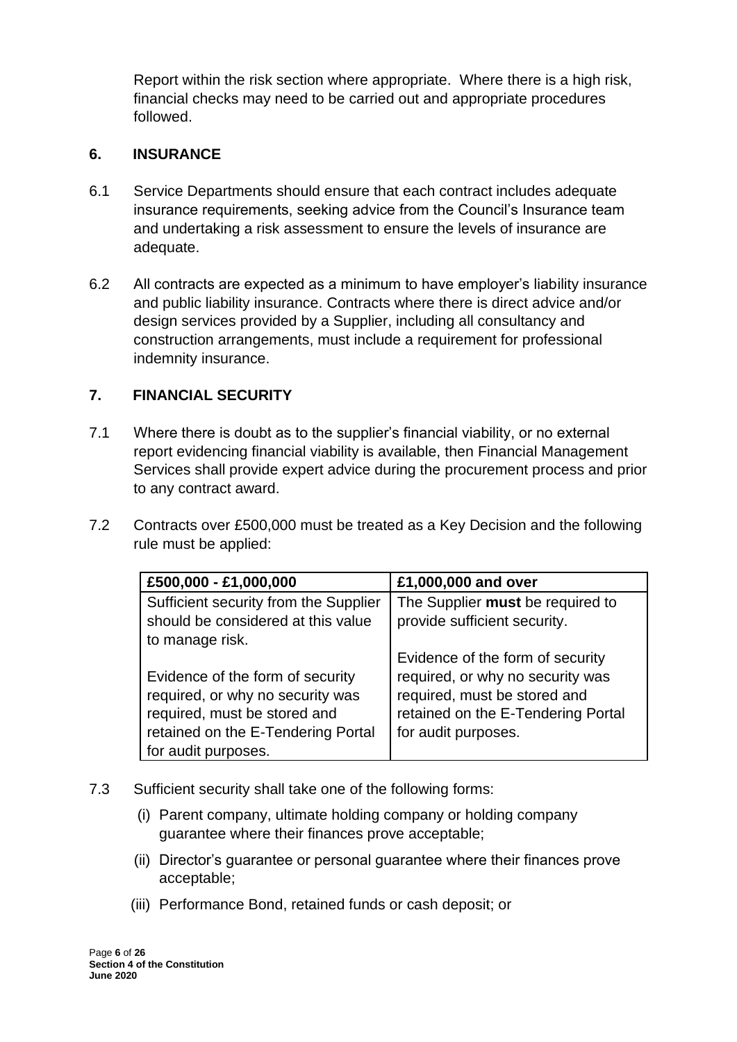Report within the risk section where appropriate. Where there is a high risk, financial checks may need to be carried out and appropriate procedures followed.

## 6. INSURANCE

6.1 Service Departments should ensure that each contract includes adequate insurance requirements, seeking advice from the Council's Insurance team and undertaking a risk assessment to ensure the levels of insurance are adequate.

6.2 All contracts are expected as a minimum to have employer's liability insurance and public liability insurance. Contracts where there is direct advice and/or design services provided by a Supplier, including all consultancy and construction arrangements, must include a requirement for professional indemnity insurance.

## 7. FINANCIAL SECURITY

7.1 Where there is doubt as to the supplier's financial viability, or no external report evidencing financial viability is available, then Financial Management Services shall provide expert advice during the procurement process and prior to any contract award.

7.2 Contracts over £500,000 must be treated as a Key Decision and the following rule must be applied:

| £500,000 - £1,000,000 | £1,000,000 and over |
|---|---|
| Sufficient security from the Supplier should be considered at this value to manage risk.<br><br>Evidence of the form of security required, or why no security was required, must be stored and retained on the E-Tendering Portal for audit purposes. | The Supplier **must** be required to provide sufficient security.<br><br>Evidence of the form of security required, or why no security was required, must be stored and retained on the E-Tendering Portal for audit purposes. |

7.3 Sufficient security shall take one of the following forms:

(i) Parent company, ultimate holding company or holding company guarantee where their finances prove acceptable;

(ii) Director's guarantee or personal guarantee where their finances prove acceptable;

(iii) Performance Bond, retained funds or cash deposit; or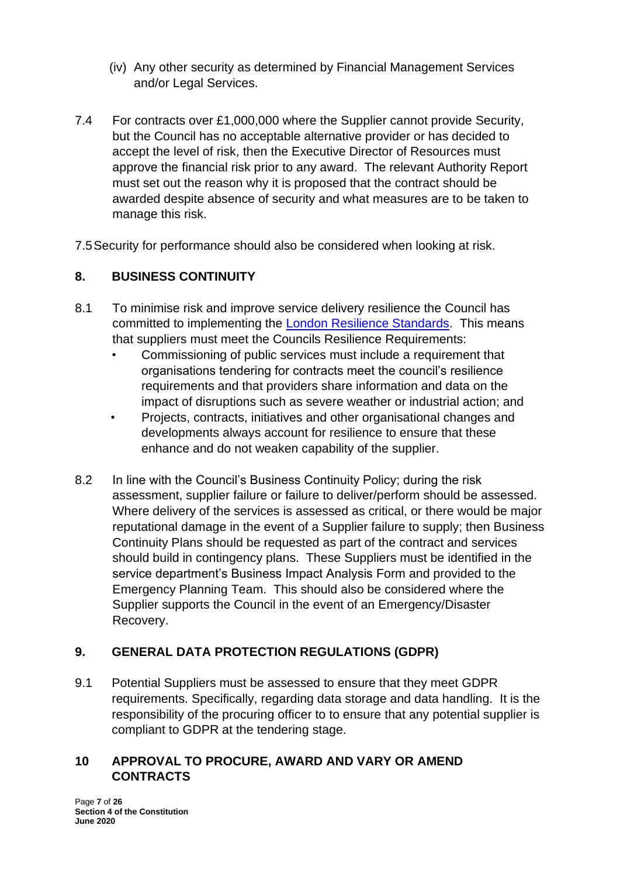(iv) Any other security as determined by Financial Management Services and/or Legal Services.

7.4 For contracts over £1,000,000 where the Supplier cannot provide Security, but the Council has no acceptable alternative provider or has decided to accept the level of risk, then the Executive Director of Resources must approve the financial risk prior to any award. The relevant Authority Report must set out the reason why it is proposed that the contract should be awarded despite absence of security and what measures are to be taken to manage this risk.

7.5 Security for performance should also be considered when looking at risk.

## 8. BUSINESS CONTINUITY

8.1 To minimise risk and improve service delivery resilience the Council has committed to implementing the [London Resilience Standards](). This means that suppliers must meet the Councils Resilience Requirements:

- Commissioning of public services must include a requirement that organisations tendering for contracts meet the council's resilience requirements and that providers share information and data on the impact of disruptions such as severe weather or industrial action; and
- Projects, contracts, initiatives and other organisational changes and developments always account for resilience to ensure that these enhance and do not weaken capability of the supplier.

8.2 In line with the Council's Business Continuity Policy; during the risk assessment, supplier failure or failure to deliver/perform should be assessed. Where delivery of the services is assessed as critical, or there would be major reputational damage in the event of a Supplier failure to supply; then Business Continuity Plans should be requested as part of the contract and services should build in contingency plans. These Suppliers must be identified in the service department's Business Impact Analysis Form and provided to the Emergency Planning Team. This should also be considered where the Supplier supports the Council in the event of an Emergency/Disaster Recovery.

## 9. GENERAL DATA PROTECTION REGULATIONS (GDPR)

9.1 Potential Suppliers must be assessed to ensure that they meet GDPR requirements. Specifically, regarding data storage and data handling. It is the responsibility of the procuring officer to to ensure that any potential supplier is compliant to GDPR at the tendering stage.

## 10 APPROVAL TO PROCURE, AWARD AND VARY OR AMEND CONTRACTS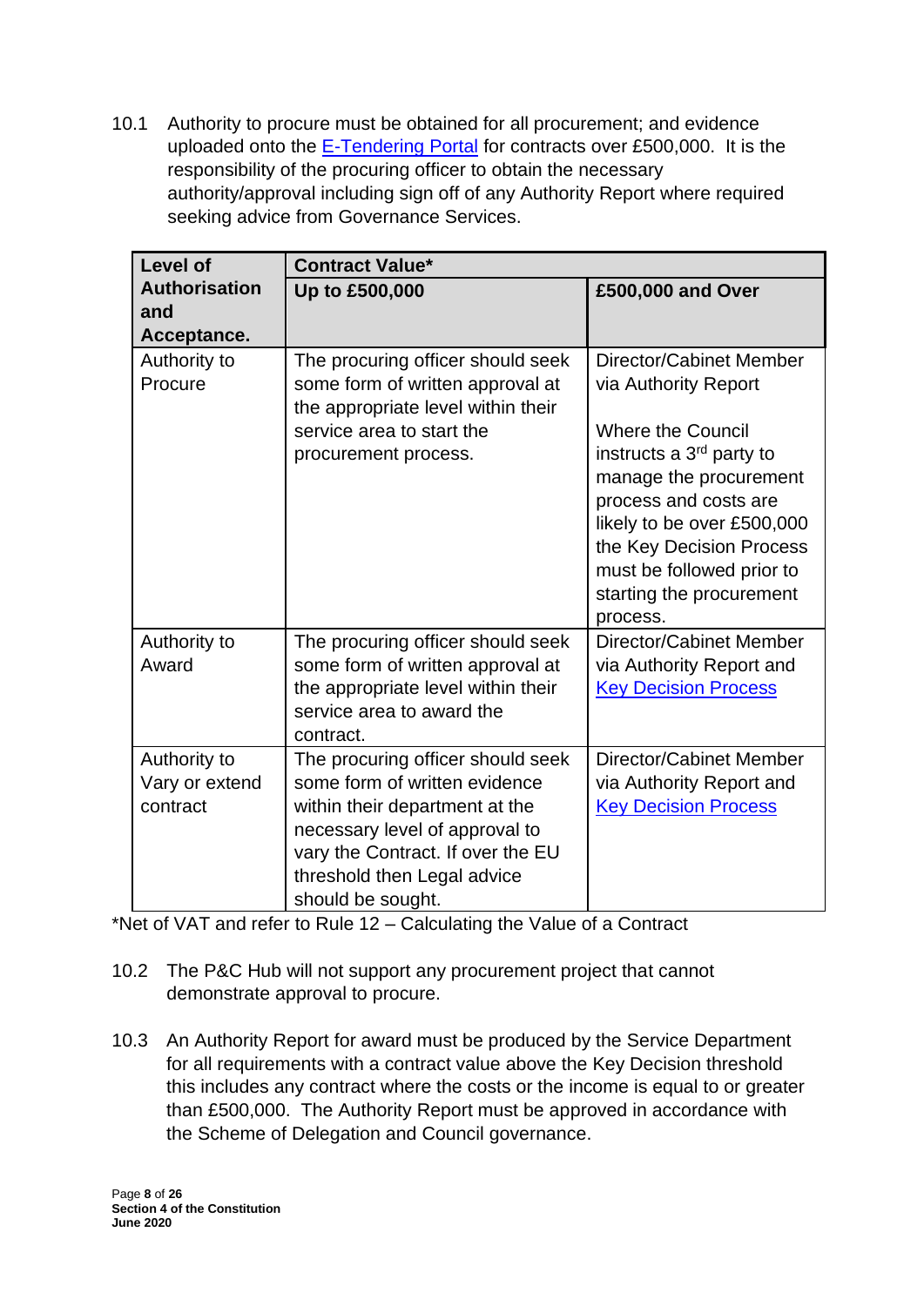10.1 Authority to procure must be obtained for all procurement; and evidence uploaded onto the E-Tendering Portal for contracts over £500,000. It is the responsibility of the procuring officer to obtain the necessary authority/approval including sign off of any Authority Report where required seeking advice from Governance Services.

| Level of Authorisation and Acceptance. | Contract Value* | |
|---|---|---|
| | **Up to £500,000** | **£500,000 and Over** |
| Authority to Procure | The procuring officer should seek some form of written approval at the appropriate level within their service area to start the procurement process. | Director/Cabinet Member via Authority Report<br><br>Where the Council instructs a 3rd party to manage the procurement process and costs are likely to be over £500,000 the Key Decision Process must be followed prior to starting the procurement process. |
| Authority to Award | The procuring officer should seek some form of written approval at the appropriate level within their service area to award the contract. | Director/Cabinet Member via Authority Report and Key Decision Process |
| Authority to Vary or extend contract | The procuring officer should seek some form of written evidence within their department at the necessary level of approval to vary the Contract. If over the EU threshold then Legal advice should be sought. | Director/Cabinet Member via Authority Report and Key Decision Process |

*Net of VAT and refer to Rule 12 – Calculating the Value of a Contract

10.2 The P&C Hub will not support any procurement project that cannot demonstrate approval to procure.

10.3 An Authority Report for award must be produced by the Service Department for all requirements with a contract value above the Key Decision threshold this includes any contract where the costs or the income is equal to or greater than £500,000. The Authority Report must be approved in accordance with the Scheme of Delegation and Council governance.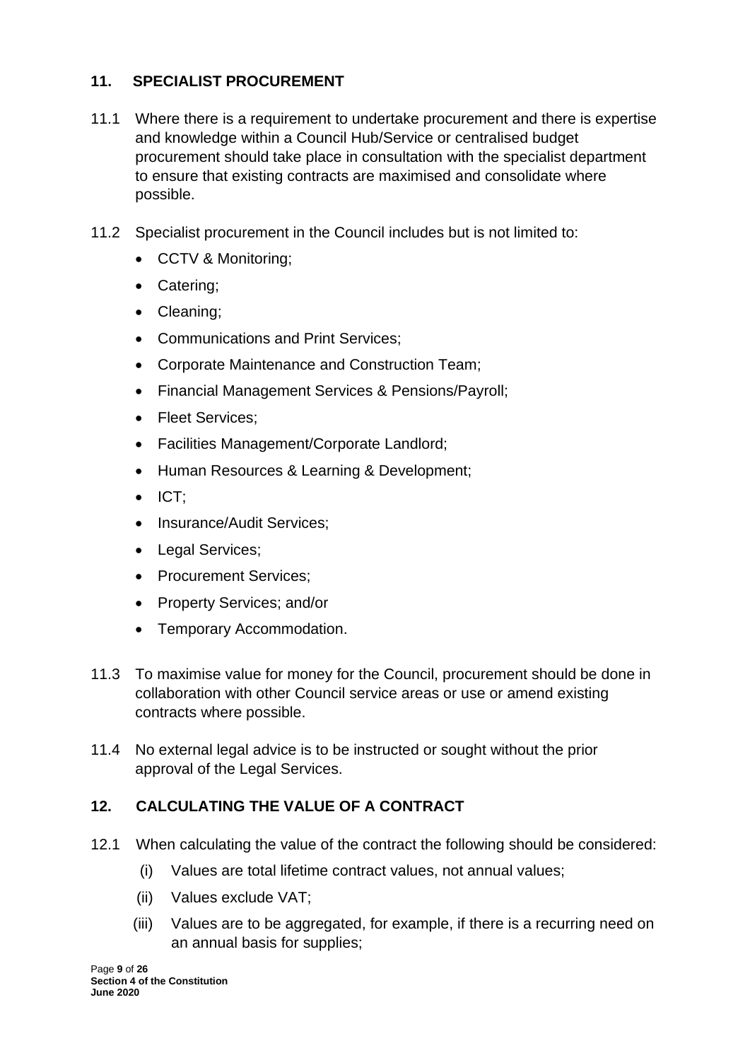## 11. SPECIALIST PROCUREMENT

11.1 Where there is a requirement to undertake procurement and there is expertise and knowledge within a Council Hub/Service or centralised budget procurement should take place in consultation with the specialist department to ensure that existing contracts are maximised and consolidate where possible.

11.2 Specialist procurement in the Council includes but is not limited to:

- CCTV & Monitoring;
- Catering;
- Cleaning;
- Communications and Print Services;
- Corporate Maintenance and Construction Team;
- Financial Management Services & Pensions/Payroll;
- Fleet Services;
- Facilities Management/Corporate Landlord;
- Human Resources & Learning & Development;
- ICT;
- Insurance/Audit Services;
- Legal Services;
- Procurement Services;
- Property Services; and/or
- Temporary Accommodation.

11.3 To maximise value for money for the Council, procurement should be done in collaboration with other Council service areas or use or amend existing contracts where possible.

11.4 No external legal advice is to be instructed or sought without the prior approval of the Legal Services.

## 12. CALCULATING THE VALUE OF A CONTRACT

12.1 When calculating the value of the contract the following should be considered:

(i) Values are total lifetime contract values, not annual values;

(ii) Values exclude VAT;

(iii) Values are to be aggregated, for example, if there is a recurring need on an annual basis for supplies;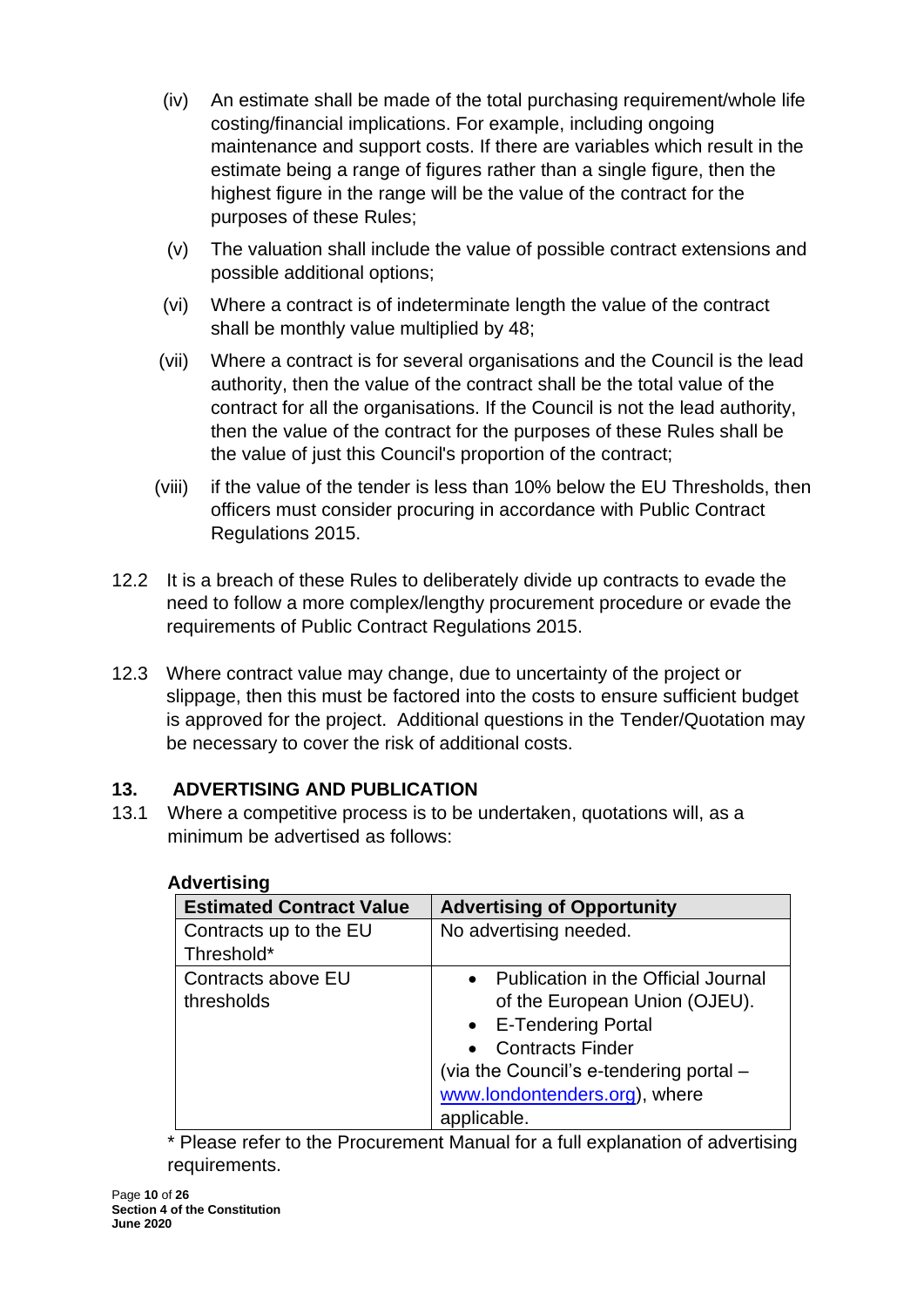(iv) An estimate shall be made of the total purchasing requirement/whole life costing/financial implications. For example, including ongoing maintenance and support costs. If there are variables which result in the estimate being a range of figures rather than a single figure, then the highest figure in the range will be the value of the contract for the purposes of these Rules;

(v) The valuation shall include the value of possible contract extensions and possible additional options;

(vi) Where a contract is of indeterminate length the value of the contract shall be monthly value multiplied by 48;

(vii) Where a contract is for several organisations and the Council is the lead authority, then the value of the contract shall be the total value of the contract for all the organisations. If the Council is not the lead authority, then the value of the contract for the purposes of these Rules shall be the value of just this Council's proportion of the contract;

(viii) if the value of the tender is less than 10% below the EU Thresholds, then officers must consider procuring in accordance with Public Contract Regulations 2015.

12.2 It is a breach of these Rules to deliberately divide up contracts to evade the need to follow a more complex/lengthy procurement procedure or evade the requirements of Public Contract Regulations 2015.

12.3 Where contract value may change, due to uncertainty of the project or slippage, then this must be factored into the costs to ensure sufficient budget is approved for the project. Additional questions in the Tender/Quotation may be necessary to cover the risk of additional costs.

## 13. ADVERTISING AND PUBLICATION

13.1 Where a competitive process is to be undertaken, quotations will, as a minimum be advertised as follows:

**Advertising**

| Estimated Contract Value | Advertising of Opportunity |
|---|---|
| Contracts up to the EU Threshold* | No advertising needed. |
| Contracts above EU thresholds | • Publication in the Official Journal of the European Union (OJEU).<br>• E-Tendering Portal<br>• Contracts Finder<br>(via the Council's e-tendering portal – www.londontenders.org), where applicable. |

* Please refer to the Procurement Manual for a full explanation of advertising requirements.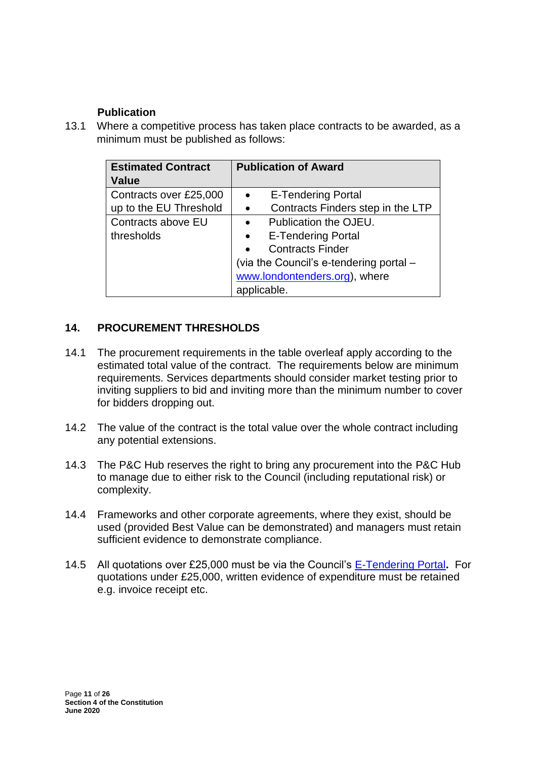**Publication**

13.1 Where a competitive process has taken place contracts to be awarded, as a minimum must be published as follows:

| Estimated Contract Value | Publication of Award |
|---|---|
| Contracts over £25,000 up to the EU Threshold | • E-Tendering Portal<br>• Contracts Finders step in the LTP |
| Contracts above EU thresholds | • Publication the OJEU.<br>• E-Tendering Portal<br>• Contracts Finder<br>(via the Council's e-tendering portal – www.londontenders.org), where applicable. |

## 14. PROCUREMENT THRESHOLDS

14.1 The procurement requirements in the table overleaf apply according to the estimated total value of the contract. The requirements below are minimum requirements. Services departments should consider market testing prior to inviting suppliers to bid and inviting more than the minimum number to cover for bidders dropping out.

14.2 The value of the contract is the total value over the whole contract including any potential extensions.

14.3 The P&C Hub reserves the right to bring any procurement into the P&C Hub to manage due to either risk to the Council (including reputational risk) or complexity.

14.4 Frameworks and other corporate agreements, where they exist, should be used (provided Best Value can be demonstrated) and managers must retain sufficient evidence to demonstrate compliance.

14.5 All quotations over £25,000 must be via the Council's E-Tendering Portal**.** For quotations under £25,000, written evidence of expenditure must be retained e.g. invoice receipt etc.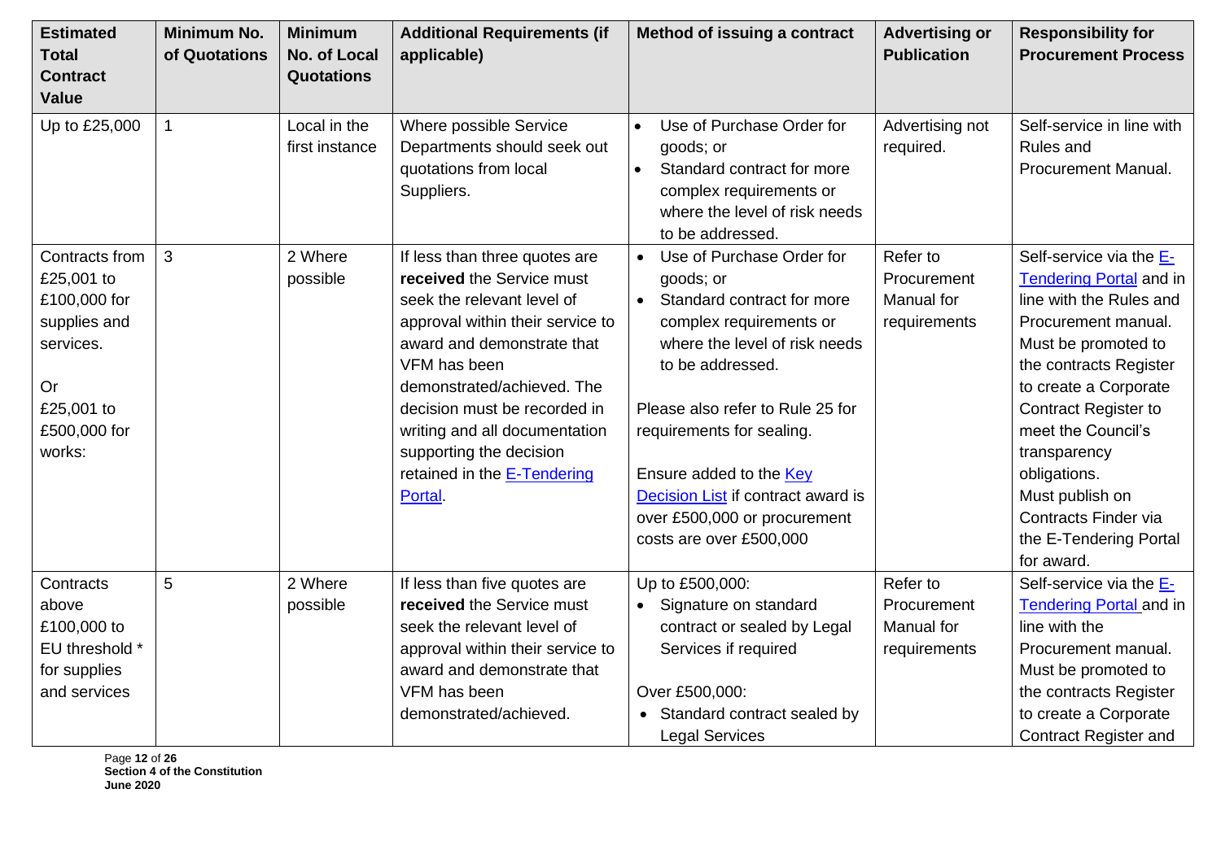| Estimated Total Contract Value | Minimum No. of Quotations | Minimum No. of Local Quotations | Additional Requirements (if applicable) | Method of issuing a contract | Advertising or Publication | Responsibility for Procurement Process |
|---|---|---|---|---|---|---|
| Up to £25,000 | 1 | Local in the first instance | Where possible Service Departments should seek out quotations from local Suppliers. | • Use of Purchase Order for goods; or<br>• Standard contract for more complex requirements or where the level of risk needs to be addressed. | Advertising not required. | Self-service in line with Rules and Procurement Manual. |
| Contracts from £25,001 to £100,000 for supplies and services.<br><br>Or<br><br>£25,001 to £500,000 for works: | 3 | 2 Where possible | If less than three quotes are **received** the Service must seek the relevant level of approval within their service to award and demonstrate that VFM has been demonstrated/achieved. The decision must be recorded in writing and all documentation supporting the decision retained in the E-Tendering Portal. | • Use of Purchase Order for goods; or<br>• Standard contract for more complex requirements or where the level of risk needs to be addressed.<br><br>Please also refer to Rule 25 for requirements for sealing.<br><br>Ensure added to the Key Decision List if contract award is over £500,000 or procurement costs are over £500,000 | Refer to Procurement Manual for requirements | Self-service via the E-Tendering Portal and in line with the Rules and Procurement manual. Must be promoted to the contracts Register to create a Corporate Contract Register to meet the Council's transparency obligations. Must publish on Contracts Finder via the E-Tendering Portal for award. |
| Contracts above £100,000 to EU threshold * for supplies and services | 5 | 2 Where possible | If less than five quotes are **received** the Service must seek the relevant level of approval within their service to award and demonstrate that VFM has been demonstrated/achieved. | Up to £500,000:<br>• Signature on standard contract or sealed by Legal Services if required<br><br>Over £500,000:<br>• Standard contract sealed by Legal Services | Refer to Procurement Manual for requirements | Self-service via the E-Tendering Portal and in line with the Procurement manual. Must be promoted to the contracts Register to create a Corporate Contract Register and |

Section 4 of the Constitution
June 2020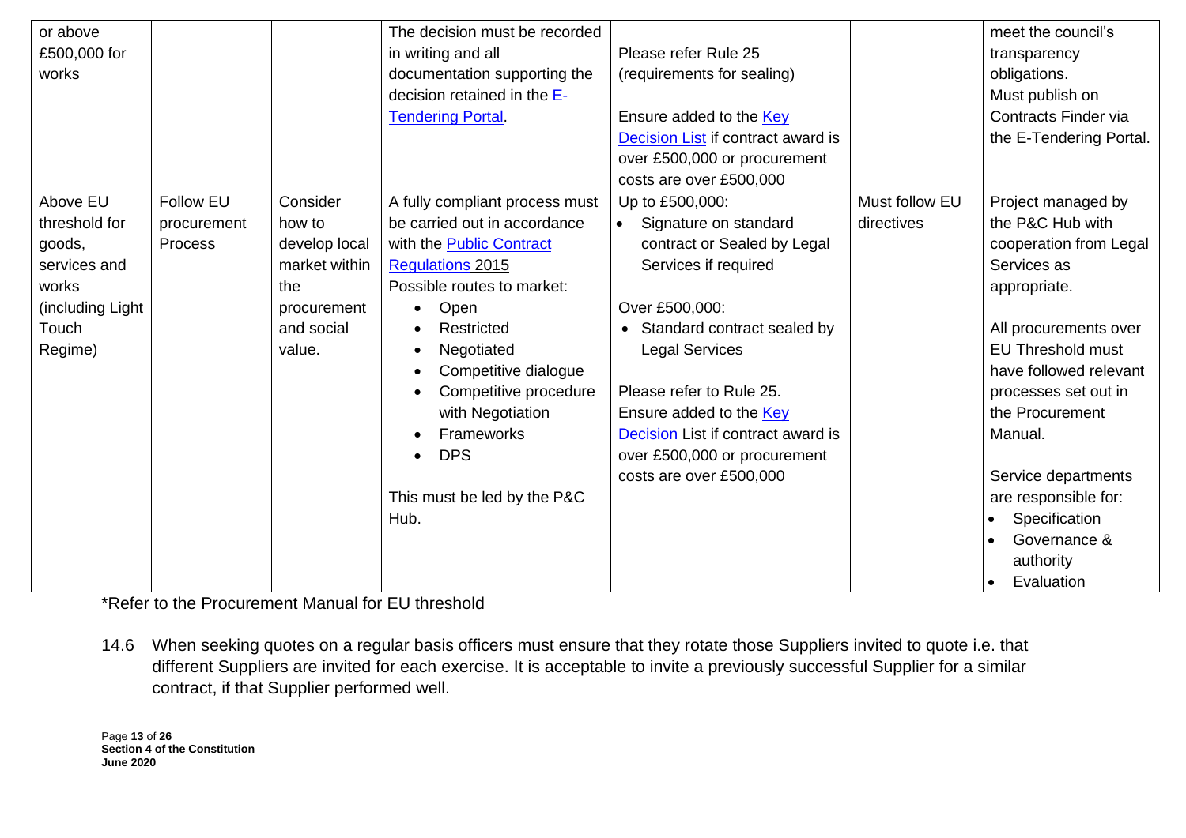| | | | | | | |
|---|---|---|---|---|---|---|
| or above £500,000 for works | | | The decision must be recorded in writing and all documentation supporting the decision retained in the E-Tendering Portal. | Please refer Rule 25 (requirements for sealing)<br><br>Ensure added to the Key Decision List if contract award is over £500,000 or procurement costs are over £500,000 | | meet the council's transparency obligations.<br>Must publish on Contracts Finder via the E-Tendering Portal. |
| Above EU threshold for goods, services and works (including Light Touch Regime) | Follow EU procurement Process | Consider how to develop local market within the procurement and social value. | A fully compliant process must be carried out in accordance with the Public Contract Regulations 2015<br>Possible routes to market:<br>• Open<br>• Restricted<br>• Negotiated<br>• Competitive dialogue<br>• Competitive procedure with Negotiation<br>• Frameworks<br>• DPS<br><br>This must be led by the P&C Hub. | Up to £500,000:<br>• Signature on standard contract or Sealed by Legal Services if required<br><br>Over £500,000:<br>• Standard contract sealed by Legal Services<br><br>Please refer to Rule 25.<br>Ensure added to the Key Decision List if contract award is over £500,000 or procurement costs are over £500,000 | Must follow EU directives | Project managed by the P&C Hub with cooperation from Legal Services as appropriate.<br><br>All procurements over EU Threshold must have followed relevant processes set out in the Procurement Manual.<br><br>Service departments are responsible for:<br>• Specification<br>• Governance & authority<br>• Evaluation |

*Refer to the Procurement Manual for EU threshold

14.6 When seeking quotes on a regular basis officers must ensure that they rotate those Suppliers invited to quote i.e. that different Suppliers are invited for each exercise. It is acceptable to invite a previously successful Supplier for a similar contract, if that Supplier performed well.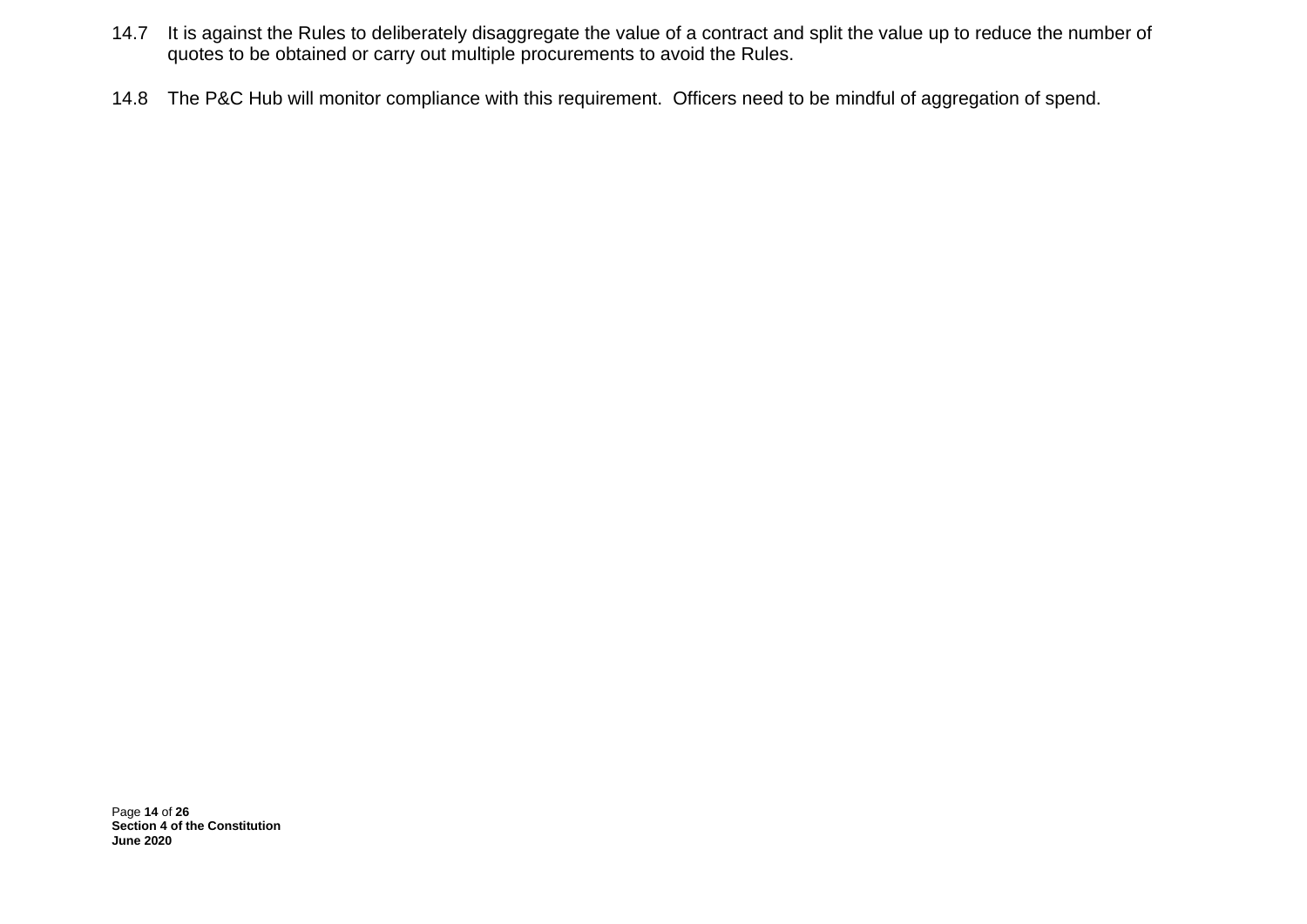14.7 It is against the Rules to deliberately disaggregate the value of a contract and split the value up to reduce the number of quotes to be obtained or carry out multiple procurements to avoid the Rules.

14.8 The P&C Hub will monitor compliance with this requirement. Officers need to be mindful of aggregation of spend.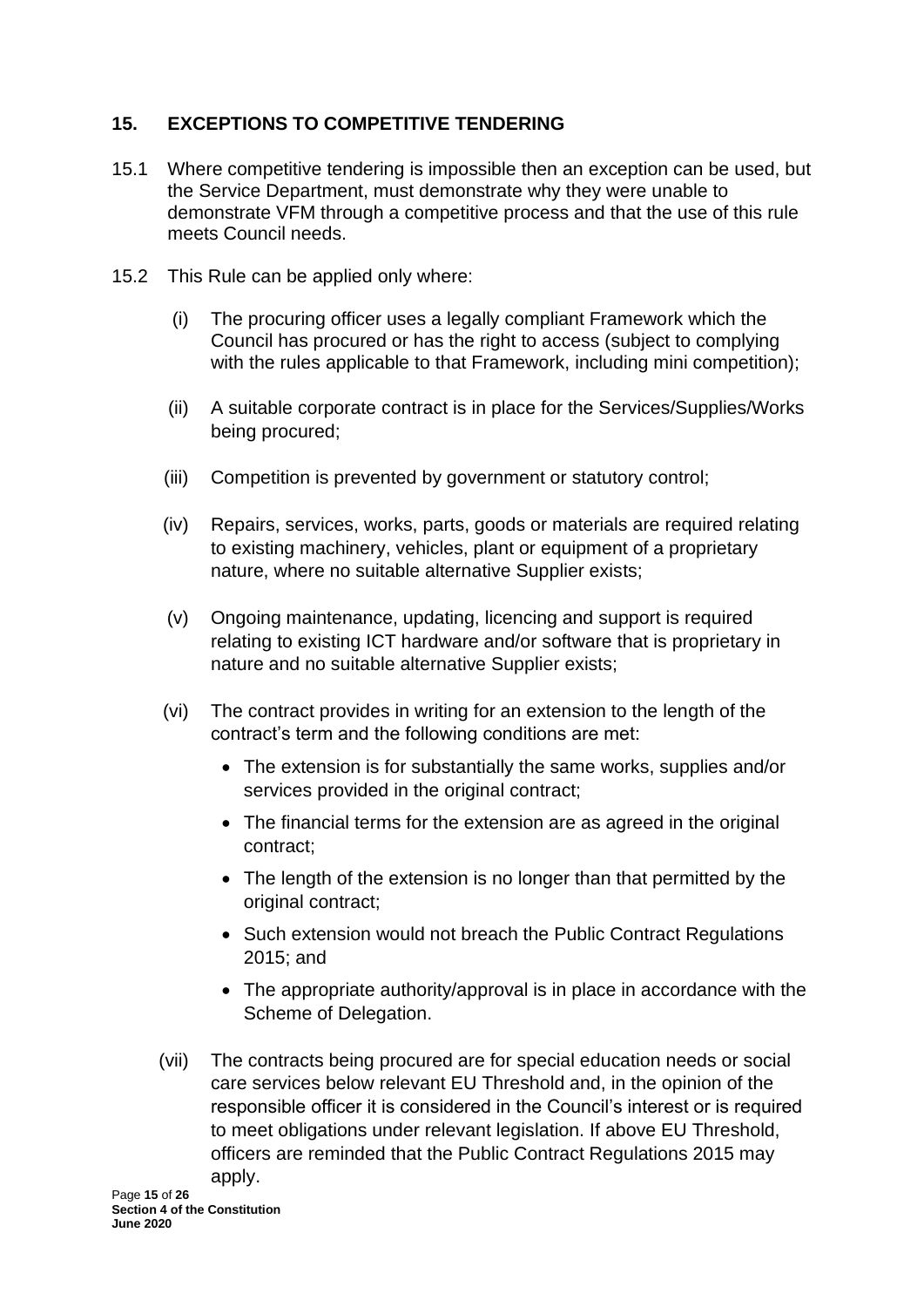## 15. EXCEPTIONS TO COMPETITIVE TENDERING

15.1 Where competitive tendering is impossible then an exception can be used, but the Service Department, must demonstrate why they were unable to demonstrate VFM through a competitive process and that the use of this rule meets Council needs.

15.2 This Rule can be applied only where:

(i) The procuring officer uses a legally compliant Framework which the Council has procured or has the right to access (subject to complying with the rules applicable to that Framework, including mini competition);

(ii) A suitable corporate contract is in place for the Services/Supplies/Works being procured;

(iii) Competition is prevented by government or statutory control;

(iv) Repairs, services, works, parts, goods or materials are required relating to existing machinery, vehicles, plant or equipment of a proprietary nature, where no suitable alternative Supplier exists;

(v) Ongoing maintenance, updating, licencing and support is required relating to existing ICT hardware and/or software that is proprietary in nature and no suitable alternative Supplier exists;

(vi) The contract provides in writing for an extension to the length of the contract's term and the following conditions are met:

- The extension is for substantially the same works, supplies and/or services provided in the original contract;
- The financial terms for the extension are as agreed in the original contract;
- The length of the extension is no longer than that permitted by the original contract;
- Such extension would not breach the Public Contract Regulations 2015; and
- The appropriate authority/approval is in place in accordance with the Scheme of Delegation.

(vii) The contracts being procured are for special education needs or social care services below relevant EU Threshold and, in the opinion of the responsible officer it is considered in the Council's interest or is required to meet obligations under relevant legislation. If above EU Threshold, officers are reminded that the Public Contract Regulations 2015 may apply.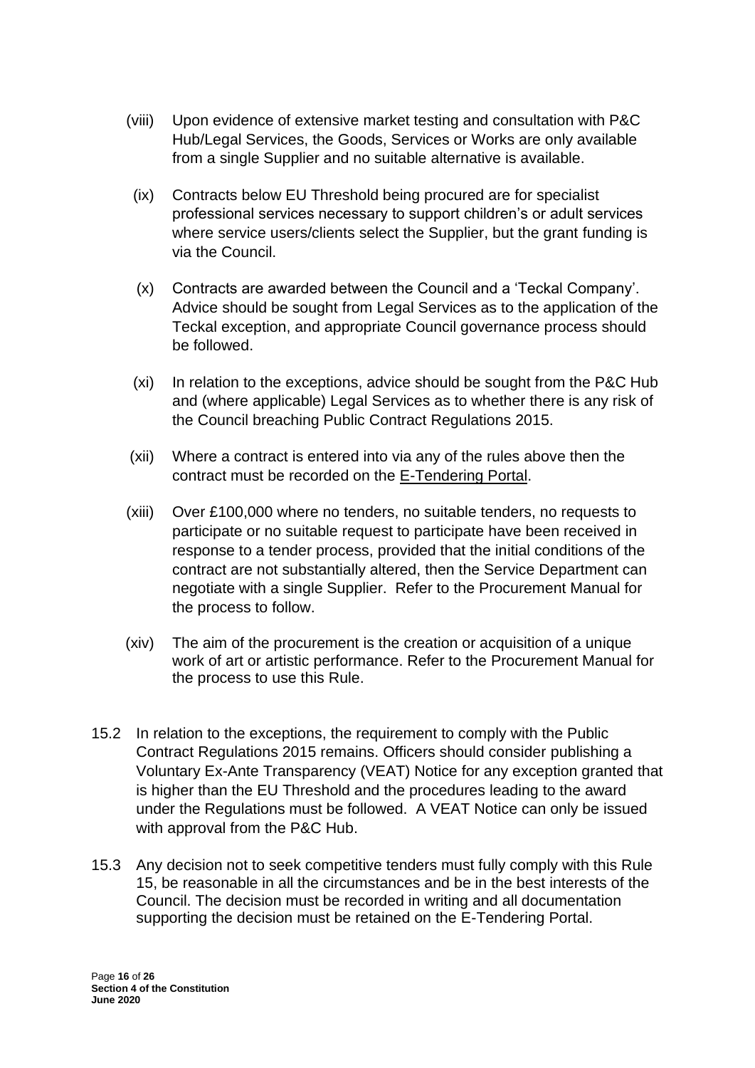(viii) Upon evidence of extensive market testing and consultation with P&C Hub/Legal Services, the Goods, Services or Works are only available from a single Supplier and no suitable alternative is available.

(ix) Contracts below EU Threshold being procured are for specialist professional services necessary to support children's or adult services where service users/clients select the Supplier, but the grant funding is via the Council.

(x) Contracts are awarded between the Council and a 'Teckal Company'. Advice should be sought from Legal Services as to the application of the Teckal exception, and appropriate Council governance process should be followed.

(xi) In relation to the exceptions, advice should be sought from the P&C Hub and (where applicable) Legal Services as to whether there is any risk of the Council breaching Public Contract Regulations 2015.

(xii) Where a contract is entered into via any of the rules above then the contract must be recorded on the E-Tendering Portal.

(xiii) Over £100,000 where no tenders, no suitable tenders, no requests to participate or no suitable request to participate have been received in response to a tender process, provided that the initial conditions of the contract are not substantially altered, then the Service Department can negotiate with a single Supplier. Refer to the Procurement Manual for the process to follow.

(xiv) The aim of the procurement is the creation or acquisition of a unique work of art or artistic performance. Refer to the Procurement Manual for the process to use this Rule.

15.2 In relation to the exceptions, the requirement to comply with the Public Contract Regulations 2015 remains. Officers should consider publishing a Voluntary Ex-Ante Transparency (VEAT) Notice for any exception granted that is higher than the EU Threshold and the procedures leading to the award under the Regulations must be followed. A VEAT Notice can only be issued with approval from the P&C Hub.

15.3 Any decision not to seek competitive tenders must fully comply with this Rule 15, be reasonable in all the circumstances and be in the best interests of the Council. The decision must be recorded in writing and all documentation supporting the decision must be retained on the E-Tendering Portal.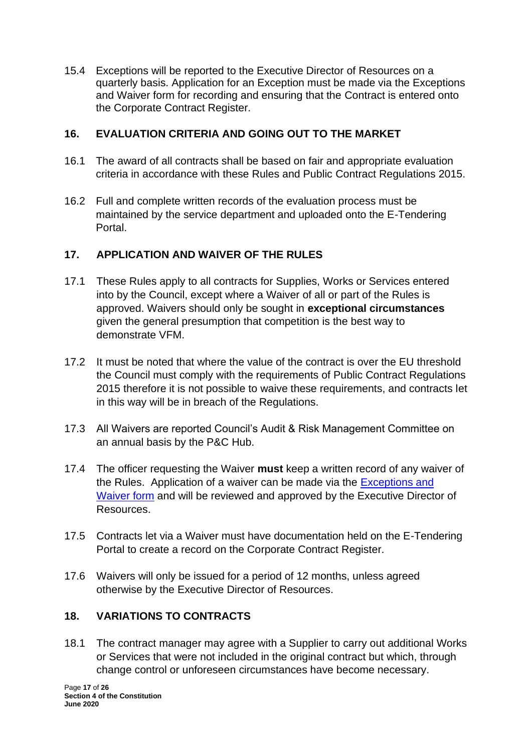15.4 Exceptions will be reported to the Executive Director of Resources on a quarterly basis. Application for an Exception must be made via the Exceptions and Waiver form for recording and ensuring that the Contract is entered onto the Corporate Contract Register.

## 16. EVALUATION CRITERIA AND GOING OUT TO THE MARKET

16.1 The award of all contracts shall be based on fair and appropriate evaluation criteria in accordance with these Rules and Public Contract Regulations 2015.

16.2 Full and complete written records of the evaluation process must be maintained by the service department and uploaded onto the E-Tendering Portal.

## 17. APPLICATION AND WAIVER OF THE RULES

17.1 These Rules apply to all contracts for Supplies, Works or Services entered into by the Council, except where a Waiver of all or part of the Rules is approved. Waivers should only be sought in **exceptional circumstances** given the general presumption that competition is the best way to demonstrate VFM.

17.2 It must be noted that where the value of the contract is over the EU threshold the Council must comply with the requirements of Public Contract Regulations 2015 therefore it is not possible to waive these requirements, and contracts let in this way will be in breach of the Regulations.

17.3 All Waivers are reported Council's Audit & Risk Management Committee on an annual basis by the P&C Hub.

17.4 The officer requesting the Waiver **must** keep a written record of any waiver of the Rules. Application of a waiver can be made via the Exceptions and Waiver form and will be reviewed and approved by the Executive Director of Resources.

17.5 Contracts let via a Waiver must have documentation held on the E-Tendering Portal to create a record on the Corporate Contract Register.

17.6 Waivers will only be issued for a period of 12 months, unless agreed otherwise by the Executive Director of Resources.

## 18. VARIATIONS TO CONTRACTS

18.1 The contract manager may agree with a Supplier to carry out additional Works or Services that were not included in the original contract but which, through change control or unforeseen circumstances have become necessary.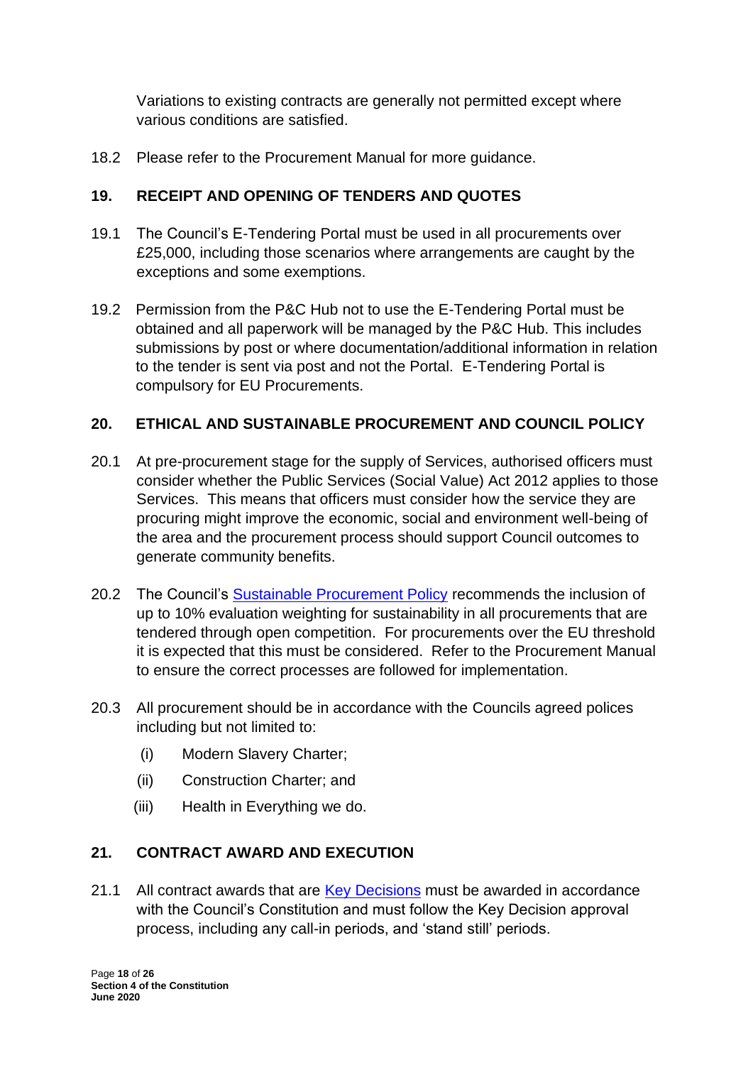Variations to existing contracts are generally not permitted except where various conditions are satisfied.

18.2 Please refer to the Procurement Manual for more guidance.

## 19. RECEIPT AND OPENING OF TENDERS AND QUOTES

19.1 The Council's E-Tendering Portal must be used in all procurements over £25,000, including those scenarios where arrangements are caught by the exceptions and some exemptions.

19.2 Permission from the P&C Hub not to use the E-Tendering Portal must be obtained and all paperwork will be managed by the P&C Hub. This includes submissions by post or where documentation/additional information in relation to the tender is sent via post and not the Portal. E-Tendering Portal is compulsory for EU Procurements.

## 20. ETHICAL AND SUSTAINABLE PROCUREMENT AND COUNCIL POLICY

20.1 At pre-procurement stage for the supply of Services, authorised officers must consider whether the Public Services (Social Value) Act 2012 applies to those Services. This means that officers must consider how the service they are procuring might improve the economic, social and environment well-being of the area and the procurement process should support Council outcomes to generate community benefits.

20.2 The Council's Sustainable Procurement Policy recommends the inclusion of up to 10% evaluation weighting for sustainability in all procurements that are tendered through open competition. For procurements over the EU threshold it is expected that this must be considered. Refer to the Procurement Manual to ensure the correct processes are followed for implementation.

20.3 All procurement should be in accordance with the Councils agreed polices including but not limited to:

- (i) Modern Slavery Charter;
- (ii) Construction Charter; and
- (iii) Health in Everything we do.

## 21. CONTRACT AWARD AND EXECUTION

21.1 All contract awards that are Key Decisions must be awarded in accordance with the Council's Constitution and must follow the Key Decision approval process, including any call-in periods, and 'stand still' periods.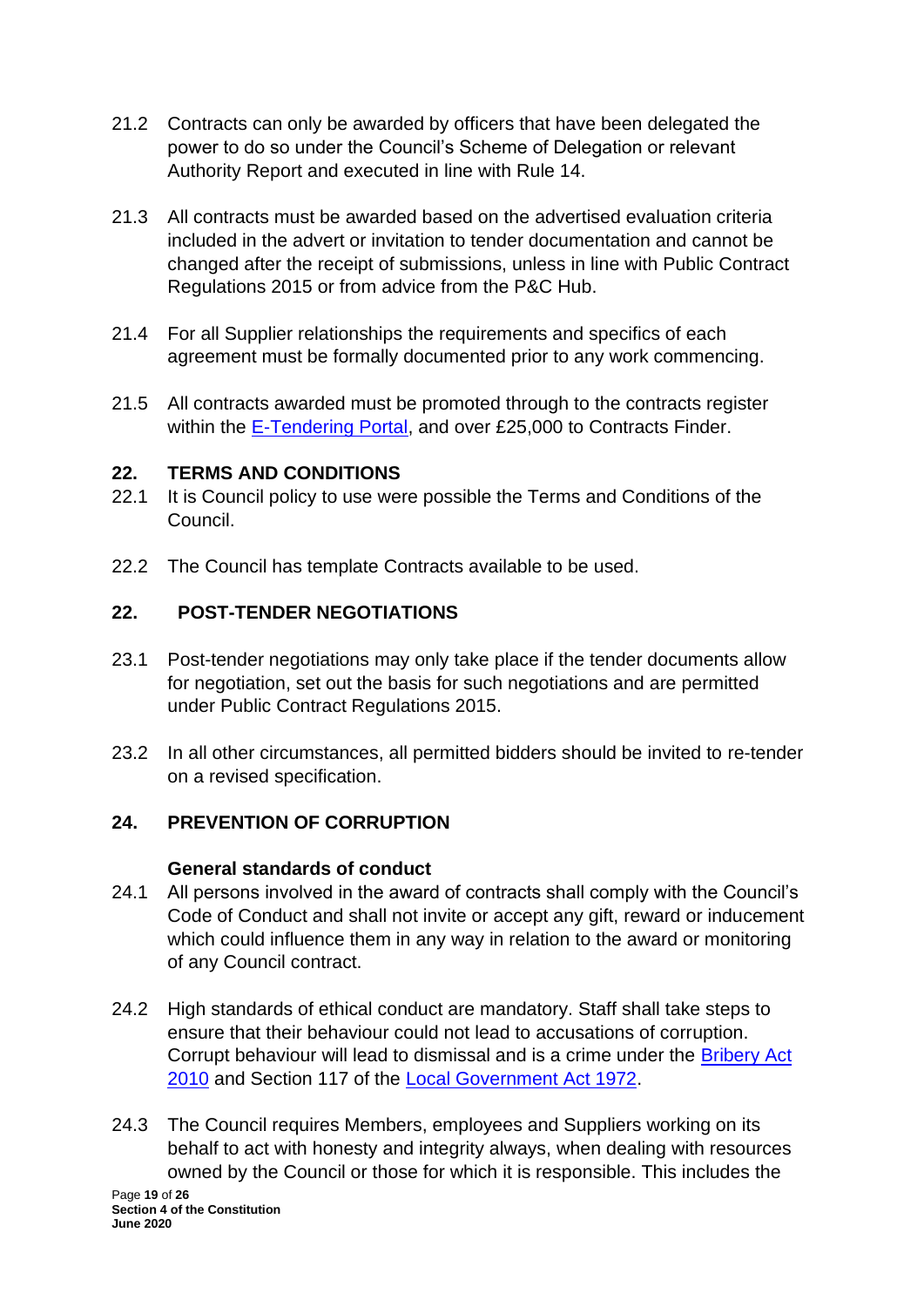21.2 Contracts can only be awarded by officers that have been delegated the power to do so under the Council's Scheme of Delegation or relevant Authority Report and executed in line with Rule 14.

21.3 All contracts must be awarded based on the advertised evaluation criteria included in the advert or invitation to tender documentation and cannot be changed after the receipt of submissions, unless in line with Public Contract Regulations 2015 or from advice from the P&C Hub.

21.4 For all Supplier relationships the requirements and specifics of each agreement must be formally documented prior to any work commencing.

21.5 All contracts awarded must be promoted through to the contracts register within the E-Tendering Portal, and over £25,000 to Contracts Finder.

## 22. TERMS AND CONDITIONS

22.1 It is Council policy to use were possible the Terms and Conditions of the Council.

22.2 The Council has template Contracts available to be used.

## 22. POST-TENDER NEGOTIATIONS

23.1 Post-tender negotiations may only take place if the tender documents allow for negotiation, set out the basis for such negotiations and are permitted under Public Contract Regulations 2015.

23.2 In all other circumstances, all permitted bidders should be invited to re-tender on a revised specification.

## 24. PREVENTION OF CORRUPTION

### General standards of conduct

24.1 All persons involved in the award of contracts shall comply with the Council's Code of Conduct and shall not invite or accept any gift, reward or inducement which could influence them in any way in relation to the award or monitoring of any Council contract.

24.2 High standards of ethical conduct are mandatory. Staff shall take steps to ensure that their behaviour could not lead to accusations of corruption. Corrupt behaviour will lead to dismissal and is a crime under the Bribery Act 2010 and Section 117 of the Local Government Act 1972.

24.3 The Council requires Members, employees and Suppliers working on its behalf to act with honesty and integrity always, when dealing with resources owned by the Council or those for which it is responsible. This includes the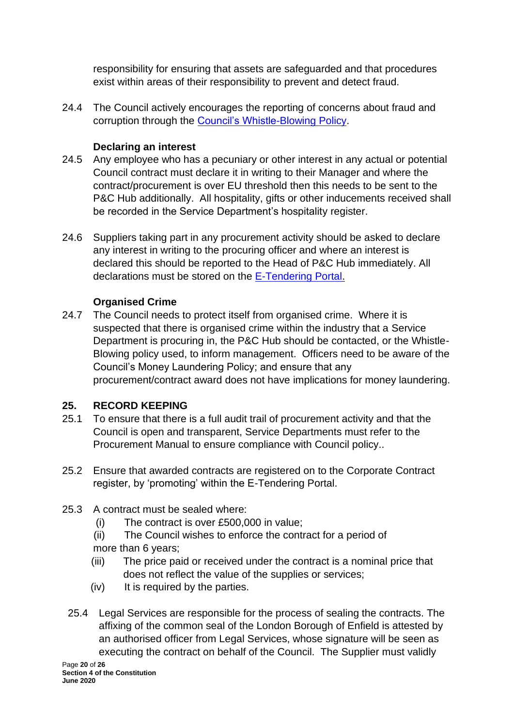responsibility for ensuring that assets are safeguarded and that procedures exist within areas of their responsibility to prevent and detect fraud.

24.4 The Council actively encourages the reporting of concerns about fraud and corruption through the Council's Whistle-Blowing Policy.

**Declaring an interest**

24.5 Any employee who has a pecuniary or other interest in any actual or potential Council contract must declare it in writing to their Manager and where the contract/procurement is over EU threshold then this needs to be sent to the P&C Hub additionally. All hospitality, gifts or other inducements received shall be recorded in the Service Department's hospitality register.

24.6 Suppliers taking part in any procurement activity should be asked to declare any interest in writing to the procuring officer and where an interest is declared this should be reported to the Head of P&C Hub immediately. All declarations must be stored on the E-Tendering Portal.

**Organised Crime**

24.7 The Council needs to protect itself from organised crime. Where it is suspected that there is organised crime within the industry that a Service Department is procuring in, the P&C Hub should be contacted, or the Whistle-Blowing policy used, to inform management. Officers need to be aware of the Council's Money Laundering Policy; and ensure that any procurement/contract award does not have implications for money laundering.

## 25. RECORD KEEPING

25.1 To ensure that there is a full audit trail of procurement activity and that the Council is open and transparent, Service Departments must refer to the Procurement Manual to ensure compliance with Council policy..

25.2 Ensure that awarded contracts are registered on to the Corporate Contract register, by 'promoting' within the E-Tendering Portal.

25.3 A contract must be sealed where:

(i) The contract is over £500,000 in value;

(ii) The Council wishes to enforce the contract for a period of more than 6 years;

(iii) The price paid or received under the contract is a nominal price that does not reflect the value of the supplies or services;

(iv) It is required by the parties.

25.4 Legal Services are responsible for the process of sealing the contracts. The affixing of the common seal of the London Borough of Enfield is attested by an authorised officer from Legal Services, whose signature will be seen as executing the contract on behalf of the Council. The Supplier must validly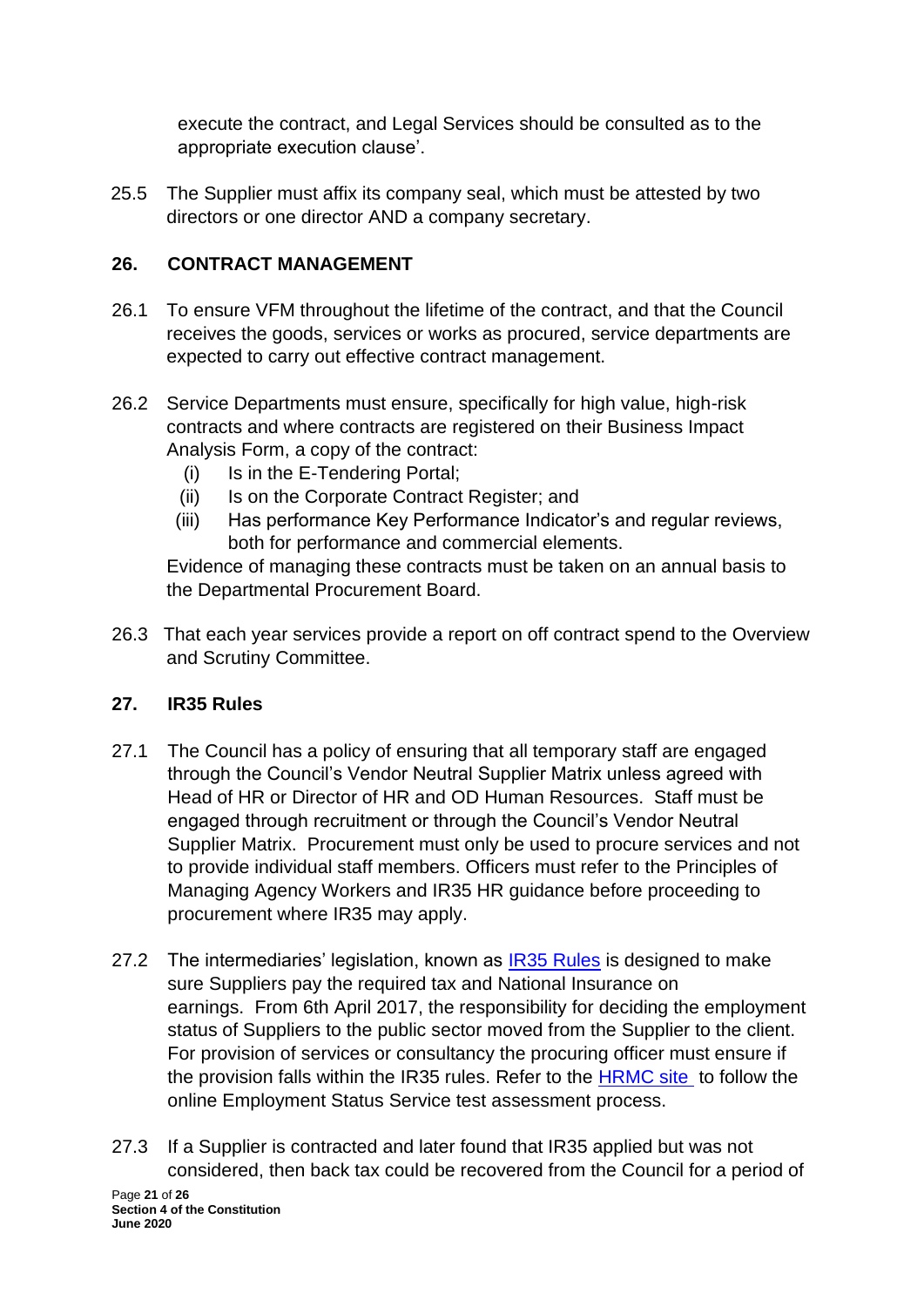execute the contract, and Legal Services should be consulted as to the appropriate execution clause'.

25.5 The Supplier must affix its company seal, which must be attested by two directors or one director AND a company secretary.

## 26. CONTRACT MANAGEMENT

26.1 To ensure VFM throughout the lifetime of the contract, and that the Council receives the goods, services or works as procured, service departments are expected to carry out effective contract management.

26.2 Service Departments must ensure, specifically for high value, high-risk contracts and where contracts are registered on their Business Impact Analysis Form, a copy of the contract:

(i) Is in the E-Tendering Portal;
(ii) Is on the Corporate Contract Register; and
(iii) Has performance Key Performance Indicator's and regular reviews, both for performance and commercial elements.

Evidence of managing these contracts must be taken on an annual basis to the Departmental Procurement Board.

26.3 That each year services provide a report on off contract spend to the Overview and Scrutiny Committee.

## 27. IR35 Rules

27.1 The Council has a policy of ensuring that all temporary staff are engaged through the Council's Vendor Neutral Supplier Matrix unless agreed with Head of HR or Director of HR and OD Human Resources. Staff must be engaged through recruitment or through the Council's Vendor Neutral Supplier Matrix. Procurement must only be used to procure services and not to provide individual staff members. Officers must refer to the Principles of Managing Agency Workers and IR35 HR guidance before proceeding to procurement where IR35 may apply.

27.2 The intermediaries' legislation, known as IR35 Rules is designed to make sure Suppliers pay the required tax and National Insurance on earnings. From 6th April 2017, the responsibility for deciding the employment status of Suppliers to the public sector moved from the Supplier to the client. For provision of services or consultancy the procuring officer must ensure if the provision falls within the IR35 rules. Refer to the HRMC site to follow the online Employment Status Service test assessment process.

27.3 If a Supplier is contracted and later found that IR35 applied but was not considered, then back tax could be recovered from the Council for a period of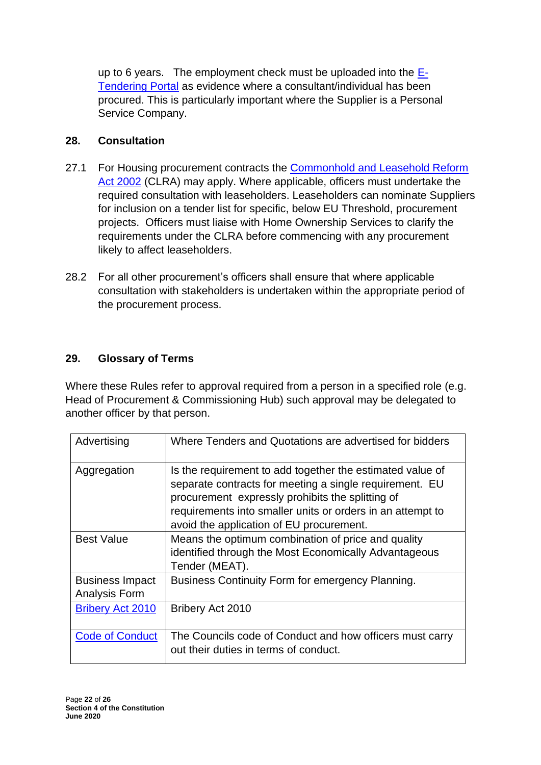up to 6 years. The employment check must be uploaded into the E-Tendering Portal as evidence where a consultant/individual has been procured. This is particularly important where the Supplier is a Personal Service Company.

## 28. Consultation

27.1 For Housing procurement contracts the Commonhold and Leasehold Reform Act 2002 (CLRA) may apply. Where applicable, officers must undertake the required consultation with leaseholders. Leaseholders can nominate Suppliers for inclusion on a tender list for specific, below EU Threshold, procurement projects. Officers must liaise with Home Ownership Services to clarify the requirements under the CLRA before commencing with any procurement likely to affect leaseholders.

28.2 For all other procurement's officers shall ensure that where applicable consultation with stakeholders is undertaken within the appropriate period of the procurement process.

## 29. Glossary of Terms

Where these Rules refer to approval required from a person in a specified role (e.g. Head of Procurement & Commissioning Hub) such approval may be delegated to another officer by that person.

| | |
|---|---|
| Advertising | Where Tenders and Quotations are advertised for bidders |
| Aggregation | Is the requirement to add together the estimated value of separate contracts for meeting a single requirement. EU procurement expressly prohibits the splitting of requirements into smaller units or orders in an attempt to avoid the application of EU procurement. |
| Best Value | Means the optimum combination of price and quality identified through the Most Economically Advantageous Tender (MEAT). |
| Business Impact Analysis Form | Business Continuity Form for emergency Planning. |
| Bribery Act 2010 | Bribery Act 2010 |
| Code of Conduct | The Councils code of Conduct and how officers must carry out their duties in terms of conduct. |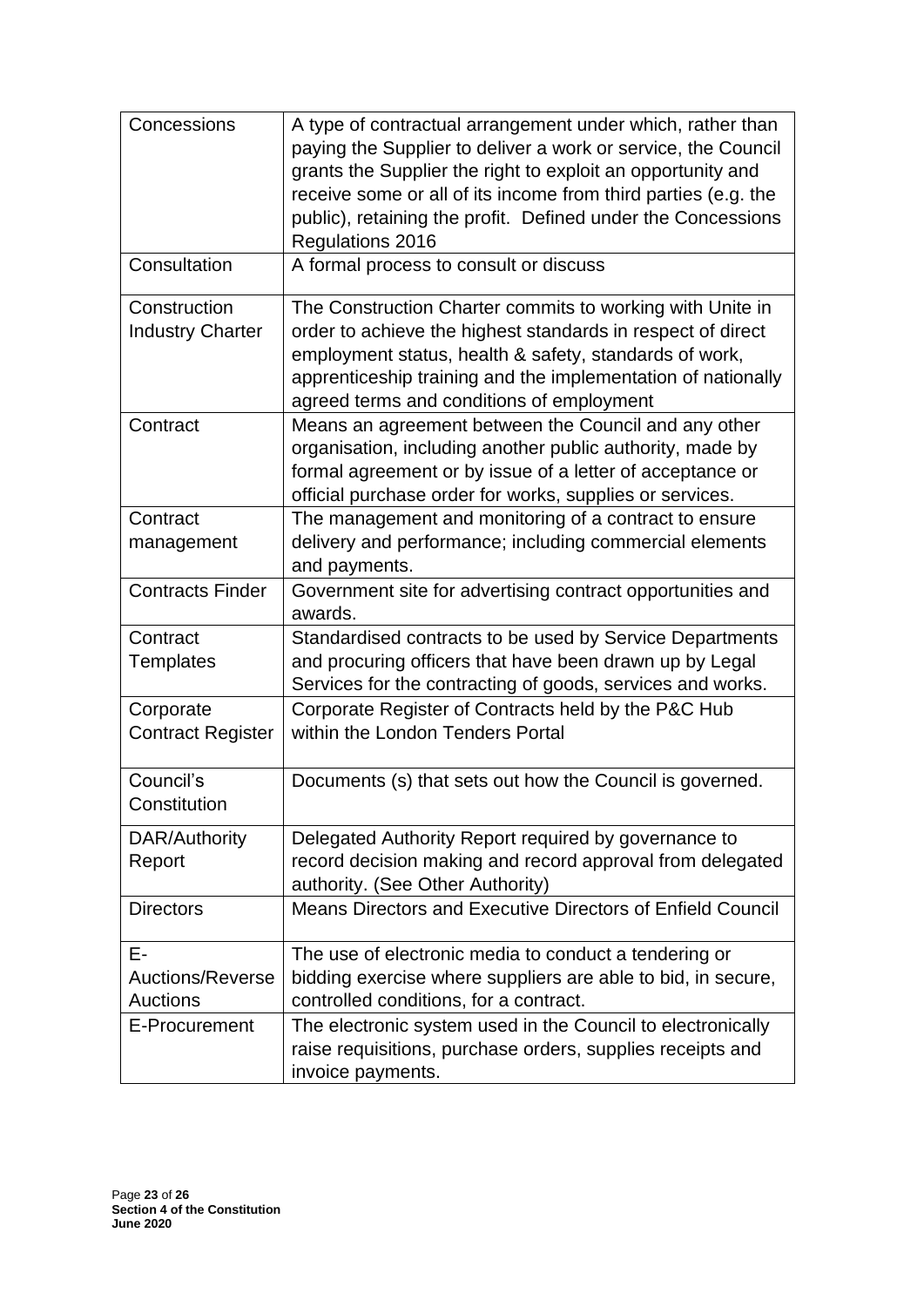| | |
|---|---|
| Concessions | A type of contractual arrangement under which, rather than paying the Supplier to deliver a work or service, the Council grants the Supplier the right to exploit an opportunity and receive some or all of its income from third parties (e.g. the public), retaining the profit. Defined under the Concessions Regulations 2016 |
| Consultation | A formal process to consult or discuss |
| Construction Industry Charter | The Construction Charter commits to working with Unite in order to achieve the highest standards in respect of direct employment status, health & safety, standards of work, apprenticeship training and the implementation of nationally agreed terms and conditions of employment |
| Contract | Means an agreement between the Council and any other organisation, including another public authority, made by formal agreement or by issue of a letter of acceptance or official purchase order for works, supplies or services. |
| Contract management | The management and monitoring of a contract to ensure delivery and performance; including commercial elements and payments. |
| Contracts Finder | Government site for advertising contract opportunities and awards. |
| Contract Templates | Standardised contracts to be used by Service Departments and procuring officers that have been drawn up by Legal Services for the contracting of goods, services and works. |
| Corporate Contract Register | Corporate Register of Contracts held by the P&C Hub within the London Tenders Portal |
| Council's Constitution | Documents (s) that sets out how the Council is governed. |
| DAR/Authority Report | Delegated Authority Report required by governance to record decision making and record approval from delegated authority. (See Other Authority) |
| Directors | Means Directors and Executive Directors of Enfield Council |
| E-Auctions/Reverse Auctions | The use of electronic media to conduct a tendering or bidding exercise where suppliers are able to bid, in secure, controlled conditions, for a contract. |
| E-Procurement | The electronic system used in the Council to electronically raise requisitions, purchase orders, supplies receipts and invoice payments. |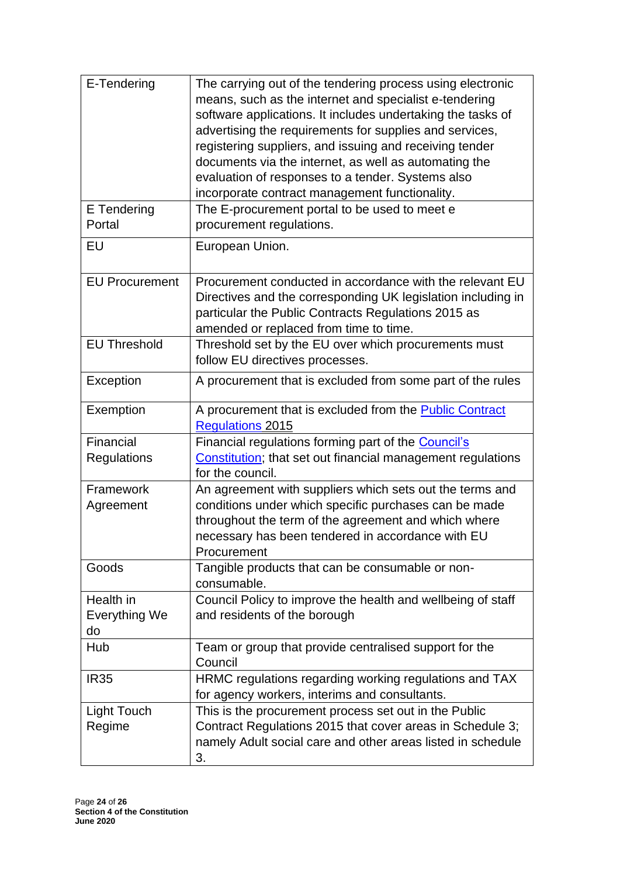| | |
|---|---|
| E-Tendering | The carrying out of the tendering process using electronic means, such as the internet and specialist e-tendering software applications. It includes undertaking the tasks of advertising the requirements for supplies and services, registering suppliers, and issuing and receiving tender documents via the internet, as well as automating the evaluation of responses to a tender. Systems also incorporate contract management functionality. |
| E Tendering Portal | The E-procurement portal to be used to meet e procurement regulations. |
| EU | European Union. |
| EU Procurement | Procurement conducted in accordance with the relevant EU Directives and the corresponding UK legislation including in particular the Public Contracts Regulations 2015 as amended or replaced from time to time. |
| EU Threshold | Threshold set by the EU over which procurements must follow EU directives processes. |
| Exception | A procurement that is excluded from some part of the rules |
| Exemption | A procurement that is excluded from the [Public Contract Regulations](#) 2015 |
| Financial Regulations | Financial regulations forming part of the [Council's Constitution](#); that set out financial management regulations for the council. |
| Framework Agreement | An agreement with suppliers which sets out the terms and conditions under which specific purchases can be made throughout the term of the agreement and which where necessary has been tendered in accordance with EU Procurement |
| Goods | Tangible products that can be consumable or non-consumable. |
| Health in Everything We do | Council Policy to improve the health and wellbeing of staff and residents of the borough |
| Hub | Team or group that provide centralised support for the Council |
| IR35 | HRMC regulations regarding working regulations and TAX for agency workers, interims and consultants. |
| Light Touch Regime | This is the procurement process set out in the Public Contract Regulations 2015 that cover areas in Schedule 3; namely Adult social care and other areas listed in schedule 3. |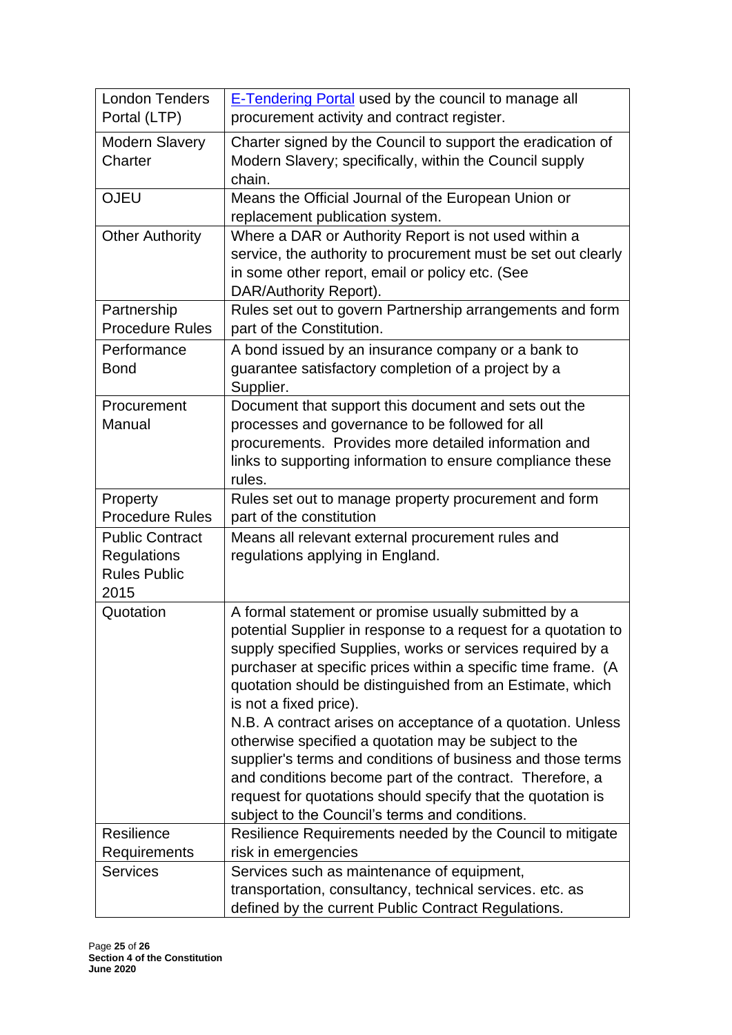| | |
|---|---|
| London Tenders Portal (LTP) | E-Tendering Portal used by the council to manage all procurement activity and contract register. |
| Modern Slavery Charter | Charter signed by the Council to support the eradication of Modern Slavery; specifically, within the Council supply chain. |
| OJEU | Means the Official Journal of the European Union or replacement publication system. |
| Other Authority | Where a DAR or Authority Report is not used within a service, the authority to procurement must be set out clearly in some other report, email or policy etc. (See DAR/Authority Report). |
| Partnership Procedure Rules | Rules set out to govern Partnership arrangements and form part of the Constitution. |
| Performance Bond | A bond issued by an insurance company or a bank to guarantee satisfactory completion of a project by a Supplier. |
| Procurement Manual | Document that support this document and sets out the processes and governance to be followed for all procurements. Provides more detailed information and links to supporting information to ensure compliance these rules. |
| Property Procedure Rules | Rules set out to manage property procurement and form part of the constitution |
| Public Contract Regulations Rules Public 2015 | Means all relevant external procurement rules and regulations applying in England. |
| Quotation | A formal statement or promise usually submitted by a potential Supplier in response to a request for a quotation to supply specified Supplies, works or services required by a purchaser at specific prices within a specific time frame. (A quotation should be distinguished from an Estimate, which is not a fixed price).<br>N.B. A contract arises on acceptance of a quotation. Unless otherwise specified a quotation may be subject to the supplier's terms and conditions of business and those terms and conditions become part of the contract. Therefore, a request for quotations should specify that the quotation is subject to the Council's terms and conditions. |
| Resilience Requirements | Resilience Requirements needed by the Council to mitigate risk in emergencies |
| Services | Services such as maintenance of equipment, transportation, consultancy, technical services. etc. as defined by the current Public Contract Regulations. |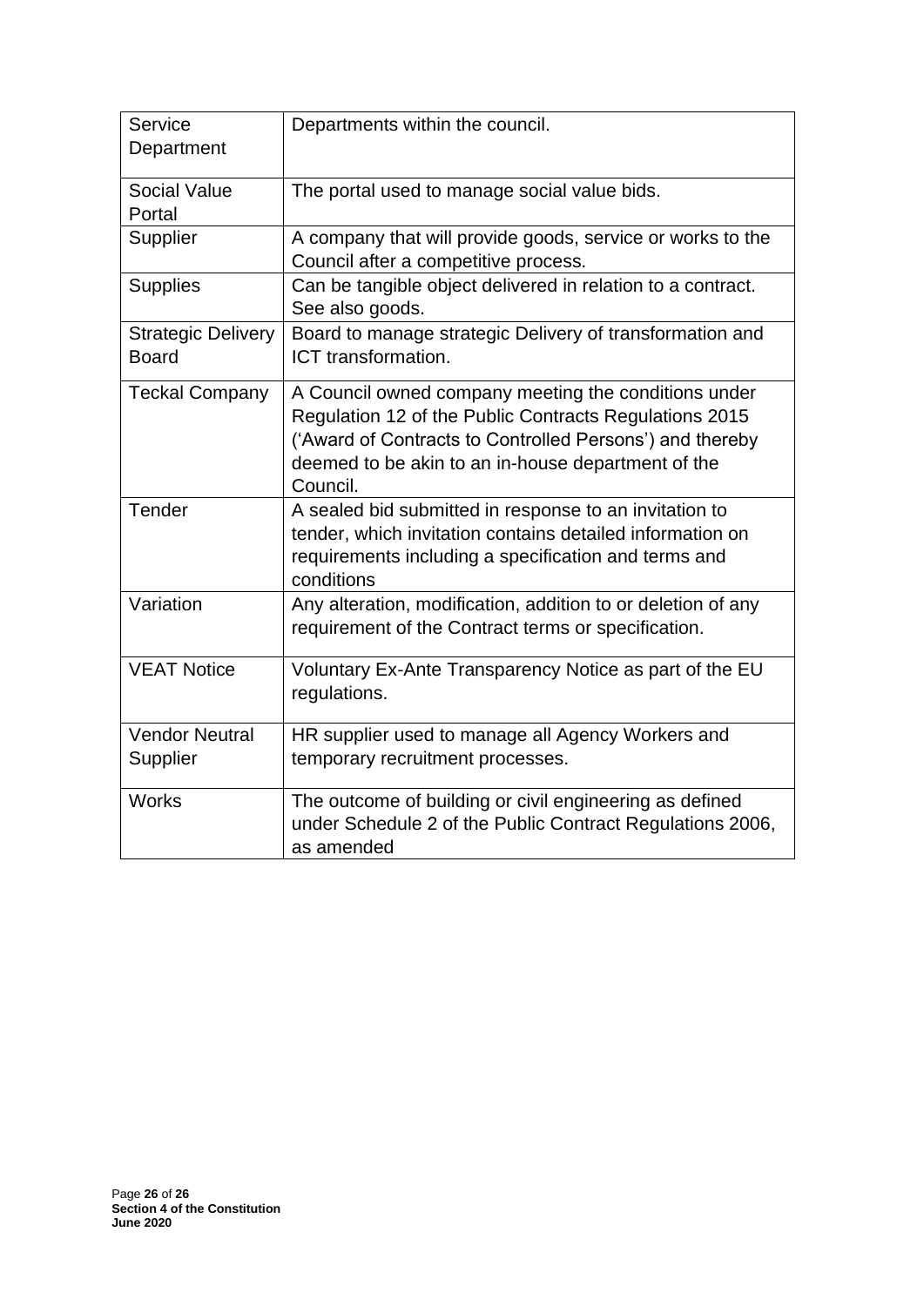| | |
|---|---|
| Service Department | Departments within the council. |
| Social Value Portal | The portal used to manage social value bids. |
| Supplier | A company that will provide goods, service or works to the Council after a competitive process. |
| Supplies | Can be tangible object delivered in relation to a contract. See also goods. |
| Strategic Delivery Board | Board to manage strategic Delivery of transformation and ICT transformation. |
| Teckal Company | A Council owned company meeting the conditions under Regulation 12 of the Public Contracts Regulations 2015 ('Award of Contracts to Controlled Persons') and thereby deemed to be akin to an in-house department of the Council. |
| Tender | A sealed bid submitted in response to an invitation to tender, which invitation contains detailed information on requirements including a specification and terms and conditions |
| Variation | Any alteration, modification, addition to or deletion of any requirement of the Contract terms or specification. |
| VEAT Notice | Voluntary Ex-Ante Transparency Notice as part of the EU regulations. |
| Vendor Neutral Supplier | HR supplier used to manage all Agency Workers and temporary recruitment processes. |
| Works | The outcome of building or civil engineering as defined under Schedule 2 of the Public Contract Regulations 2006, as amended |